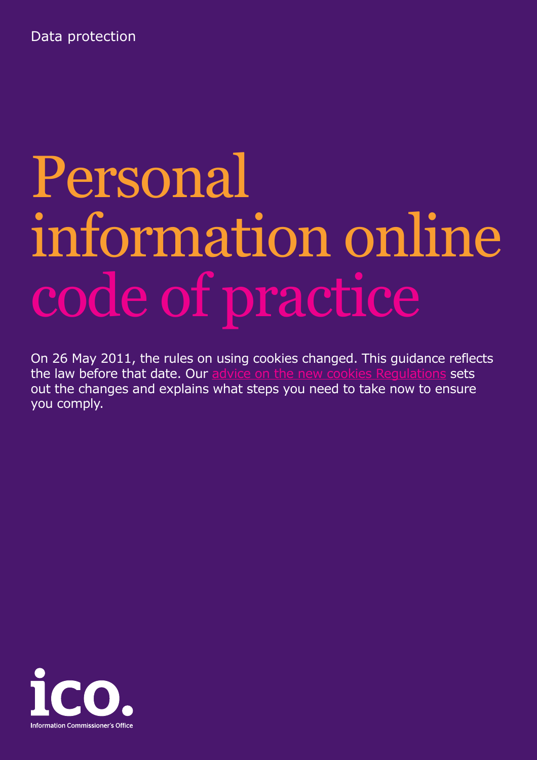Data protection

# Personal information online code of practice

On 26 May 2011, the rules on using cookies changed. This guidance reflects the law before that date. Our [advice on the new cookies Regulations] sets out the changes and explains what steps you need to take now to ensure you comply.

ico.
Information Commissioner's Office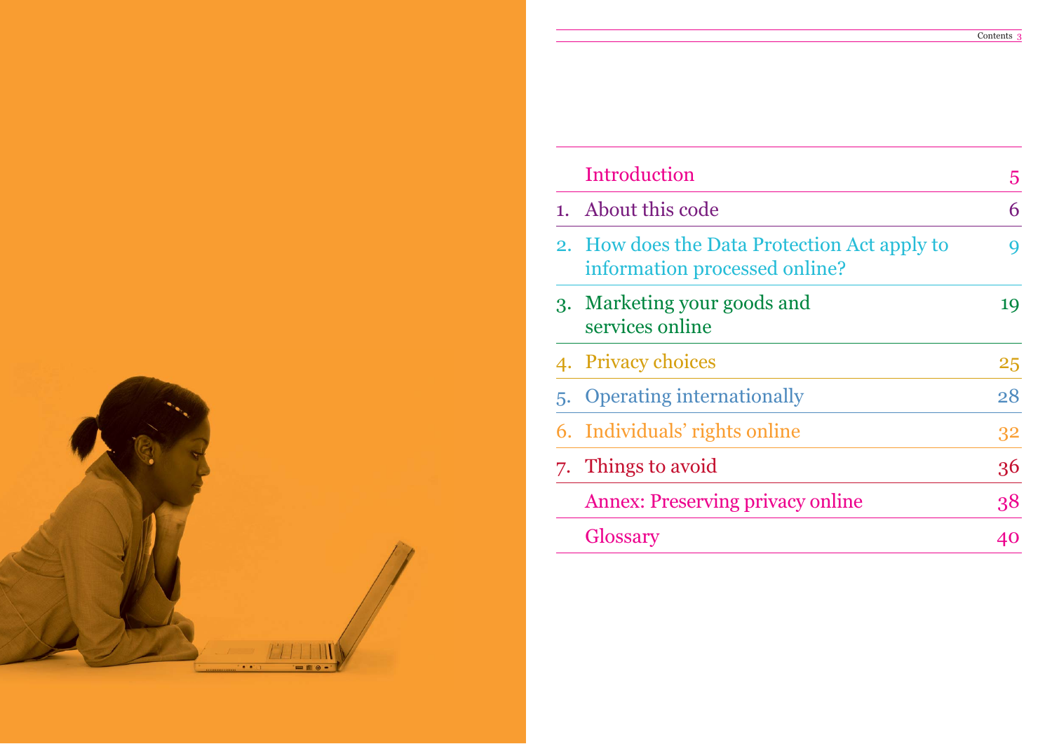| | | |
|---|---|---|
| | Introduction | 5 |
| 1. | About this code | 6 |
| 2. | How does the Data Protection Act apply to information processed online? | 9 |
| 3. | Marketing your goods and services online | 19 |
| 4. | Privacy choices | 25 |
| 5. | Operating internationally | 28 |
| 6. | Individuals' rights online | 32 |
| 7. | Things to avoid | 36 |
| | Annex: Preserving privacy online | 38 |
| | Glossary | 40 |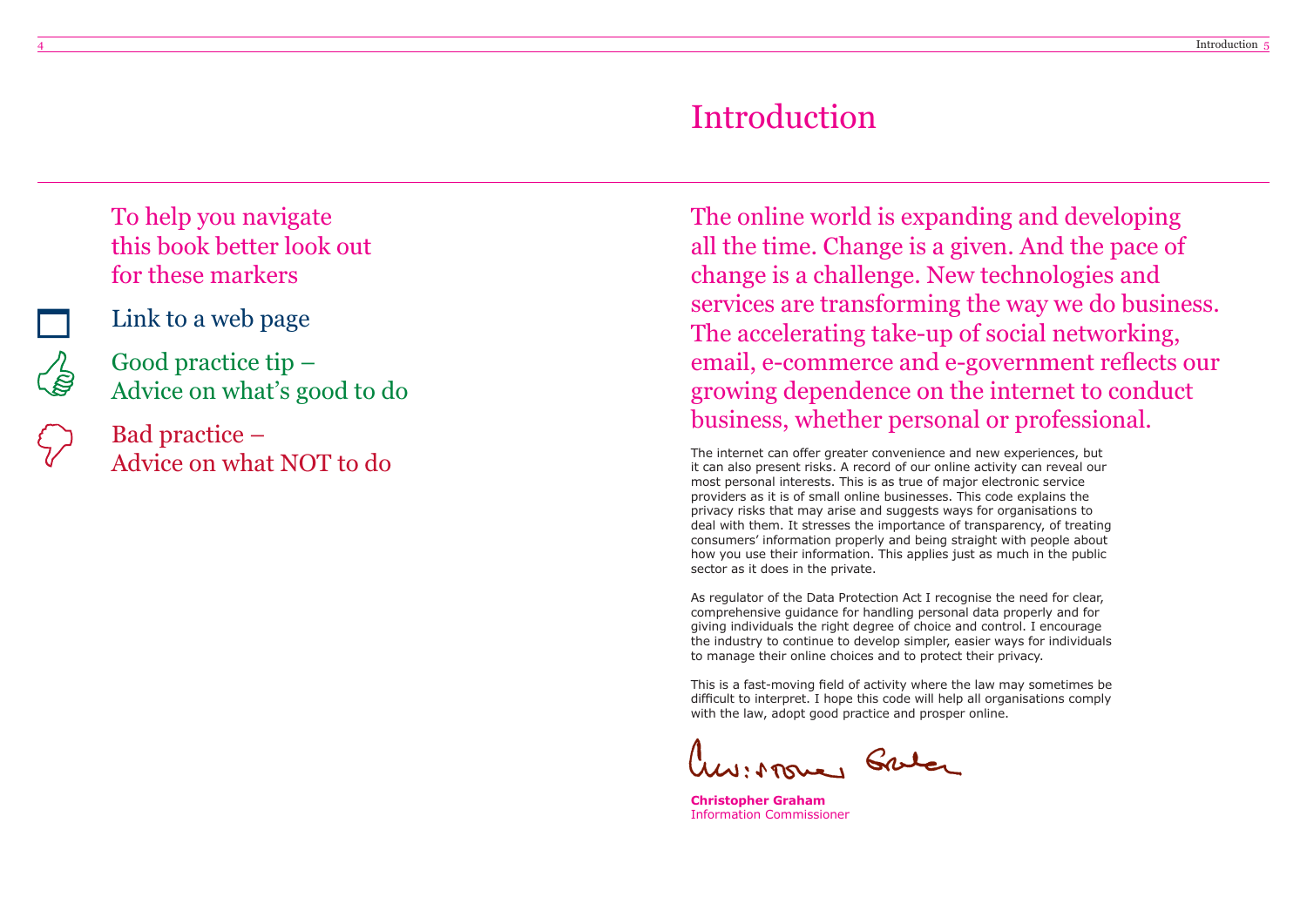To help you navigate this book better look out for these markers

Link to a web page

Good practice tip – Advice on what's good to do

Bad practice – Advice on what NOT to do

# Introduction

The online world is expanding and developing all the time. Change is a given. And the pace of change is a challenge. New technologies and services are transforming the way we do business. The accelerating take-up of social networking, email, e-commerce and e-government reflects our growing dependence on the internet to conduct business, whether personal or professional.

The internet can offer greater convenience and new experiences, but it can also present risks. A record of our online activity can reveal our most personal interests. This is as true of major electronic service providers as it is of small online businesses. This code explains the privacy risks that may arise and suggests ways for organisations to deal with them. It stresses the importance of transparency, of treating consumers' information properly and being straight with people about how you use their information. This applies just as much in the public sector as it does in the private.

As regulator of the Data Protection Act I recognise the need for clear, comprehensive guidance for handling personal data properly and for giving individuals the right degree of choice and control. I encourage the industry to continue to develop simpler, easier ways for individuals to manage their online choices and to protect their privacy.

This is a fast-moving field of activity where the law may sometimes be difficult to interpret. I hope this code will help all organisations comply with the law, adopt good practice and prosper online.

**Christopher Graham**
Information Commissioner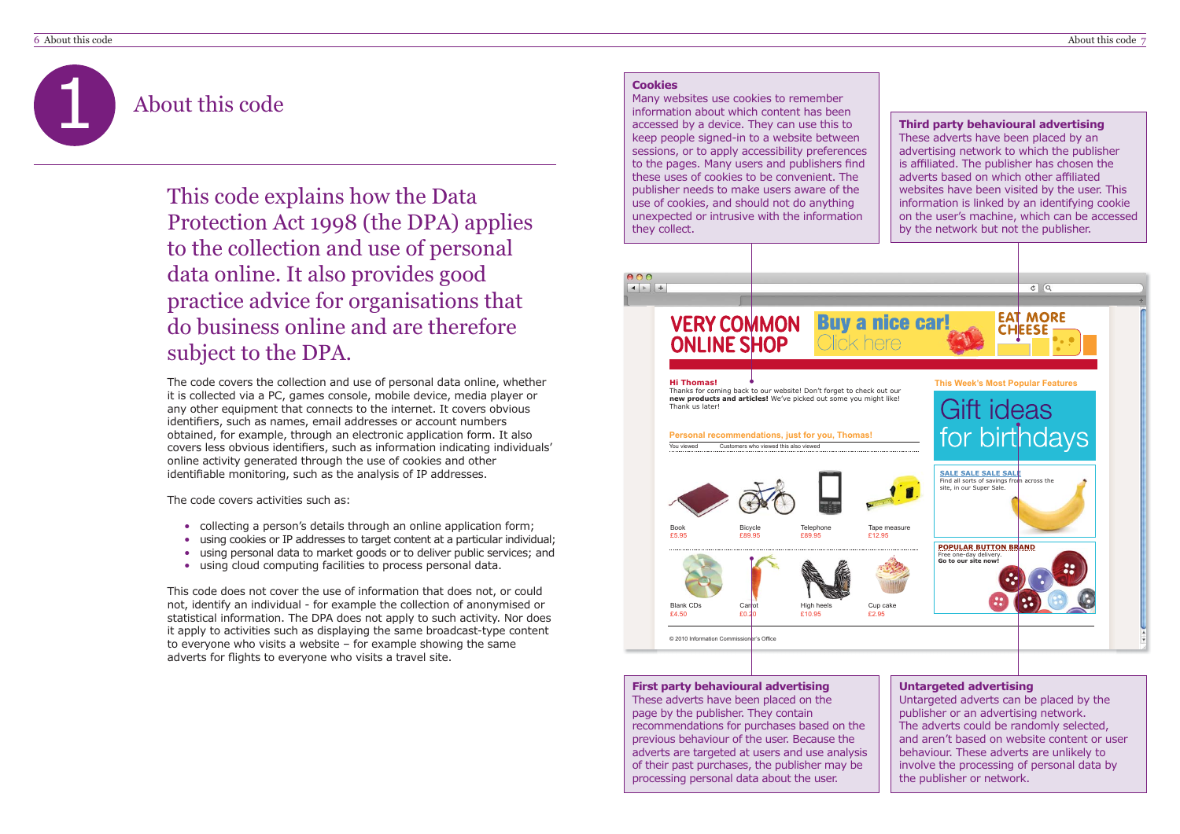# 1 About this code

This code explains how the Data Protection Act 1998 (the DPA) applies to the collection and use of personal data online. It also provides good practice advice for organisations that do business online and are therefore subject to the DPA.

The code covers the collection and use of personal data online, whether it is collected via a PC, games console, mobile device, media player or any other equipment that connects to the internet. It covers obvious identifiers, such as names, email addresses or account numbers obtained, for example, through an electronic application form. It also covers less obvious identifiers, such as information indicating individuals' online activity generated through the use of cookies and other identifiable monitoring, such as the analysis of IP addresses.

The code covers activities such as:

- collecting a person's details through an online application form;
- using cookies or IP addresses to target content at a particular individual;
- using personal data to market goods or to deliver public services; and
- using cloud computing facilities to process personal data.

This code does not cover the use of information that does not, or could not, identify an individual - for example the collection of anonymised or statistical information. The DPA does not apply to such activity. Nor does it apply to activities such as displaying the same broadcast-type content to everyone who visits a website – for example showing the same adverts for flights to everyone who visits a travel site.

**Cookies**
Many websites use cookies to remember information about which content has been accessed by a device. They can use this to keep people signed-in to a website between sessions, or to apply accessibility preferences to the pages. Many users and publishers find these uses of cookies to be convenient. The publisher needs to make users aware of the use of cookies, and should not do anything unexpected or intrusive with the information they collect.

**Third party behavioural advertising**
These adverts have been placed by an advertising network to which the publisher is affiliated. The publisher has chosen the adverts based on which other affiliated websites have been visited by the user. This information is linked by an identifying cookie on the user's machine, which can be accessed by the network but not the publisher.

VERY COMMON ONLINE SHOP

Buy a nice car! Click here

EAT MORE CHEESE

**Hi Thomas!**
Thanks for coming back to our website! Don't forget to check out our **new products and articles!** We've picked out some you might like! Thank us later!

**Personal recommendations, just for you, Thomas!**

You viewed — Customers who viewed this also viewed

Book £5.95 · Bicycle £89.95 · Telephone £89.95 · Tape measure £12.95

Blank CDs £4.50 · Carrot £0.20 · High heels £10.95 · Cup cake £2.95

**This Week's Most Popular Features**

Gift ideas for birthdays

SALE SALE SALE SALE
Find all sorts of savings from across the site, in our Super Sale.

POPULAR BUTTON BRAND
Free one-day delivery.
**Go to our site now!**

© 2010 Information Commissioner's Office

**First party behavioural advertising**
These adverts have been placed on the page by the publisher. They contain recommendations for purchases based on the previous behaviour of the user. Because the adverts are targeted at users and use analysis of their past purchases, the publisher may be processing personal data about the user.

**Untargeted advertising**
Untargeted adverts can be placed by the publisher or an advertising network. The adverts could be randomly selected, and aren't based on website content or user behaviour. These adverts are unlikely to involve the processing of personal data by the publisher or network.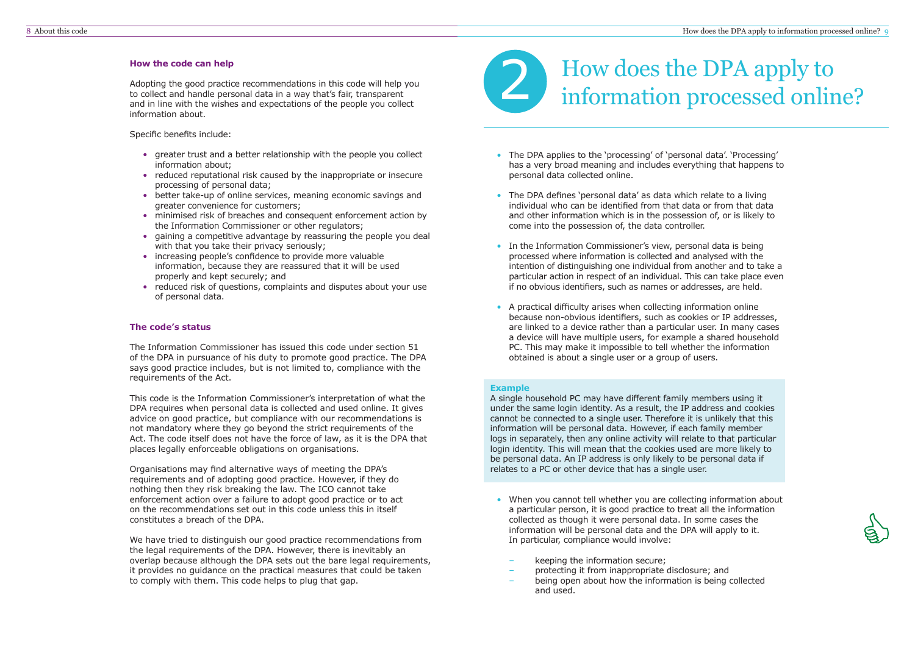### How the code can help

Adopting the good practice recommendations in this code will help you to collect and handle personal data in a way that's fair, transparent and in line with the wishes and expectations of the people you collect information about.

Specific benefits include:

- greater trust and a better relationship with the people you collect information about;
- reduced reputational risk caused by the inappropriate or insecure processing of personal data;
- better take-up of online services, meaning economic savings and greater convenience for customers;
- minimised risk of breaches and consequent enforcement action by the Information Commissioner or other regulators;
- gaining a competitive advantage by reassuring the people you deal with that you take their privacy seriously;
- increasing people's confidence to provide more valuable information, because they are reassured that it will be used properly and kept securely; and
- reduced risk of questions, complaints and disputes about your use of personal data.

### The code's status

The Information Commissioner has issued this code under section 51 of the DPA in pursuance of his duty to promote good practice. The DPA says good practice includes, but is not limited to, compliance with the requirements of the Act.

This code is the Information Commissioner's interpretation of what the DPA requires when personal data is collected and used online. It gives advice on good practice, but compliance with our recommendations is not mandatory where they go beyond the strict requirements of the Act. The code itself does not have the force of law, as it is the DPA that places legally enforceable obligations on organisations.

Organisations may find alternative ways of meeting the DPA's requirements and of adopting good practice. However, if they do nothing then they risk breaking the law. The ICO cannot take enforcement action over a failure to adopt good practice or to act on the recommendations set out in this code unless this in itself constitutes a breach of the DPA.

We have tried to distinguish our good practice recommendations from the legal requirements of the DPA. However, there is inevitably an overlap because although the DPA sets out the bare legal requirements, it provides no guidance on the practical measures that could be taken to comply with them. This code helps to plug that gap.

# 2 How does the DPA apply to information processed online?

- The DPA applies to the 'processing' of 'personal data'. 'Processing' has a very broad meaning and includes everything that happens to personal data collected online.
- The DPA defines 'personal data' as data which relate to a living individual who can be identified from that data or from that data and other information which is in the possession of, or is likely to come into the possession of, the data controller.
- In the Information Commissioner's view, personal data is being processed where information is collected and analysed with the intention of distinguishing one individual from another and to take a particular action in respect of an individual. This can take place even if no obvious identifiers, such as names or addresses, are held.
- A practical difficulty arises when collecting information online because non-obvious identifiers, such as cookies or IP addresses, are linked to a device rather than a particular user. In many cases a device will have multiple users, for example a shared household PC. This may make it impossible to tell whether the information obtained is about a single user or a group of users.

**Example**

A single household PC may have different family members using it under the same login identity. As a result, the IP address and cookies cannot be connected to a single user. Therefore it is unlikely that this information will be personal data. However, if each family member logs in separately, then any online activity will relate to that particular login identity. This will mean that the cookies used are more likely to be personal data. An IP address is only likely to be personal data if relates to a PC or other device that has a single user.

- When you cannot tell whether you are collecting information about a particular person, it is good practice to treat all the information collected as though it were personal data. In some cases the information will be personal data and the DPA will apply to it. In particular, compliance would involve:
  - keeping the information secure;
  - protecting it from inappropriate disclosure; and
  - being open about how the information is being collected and used.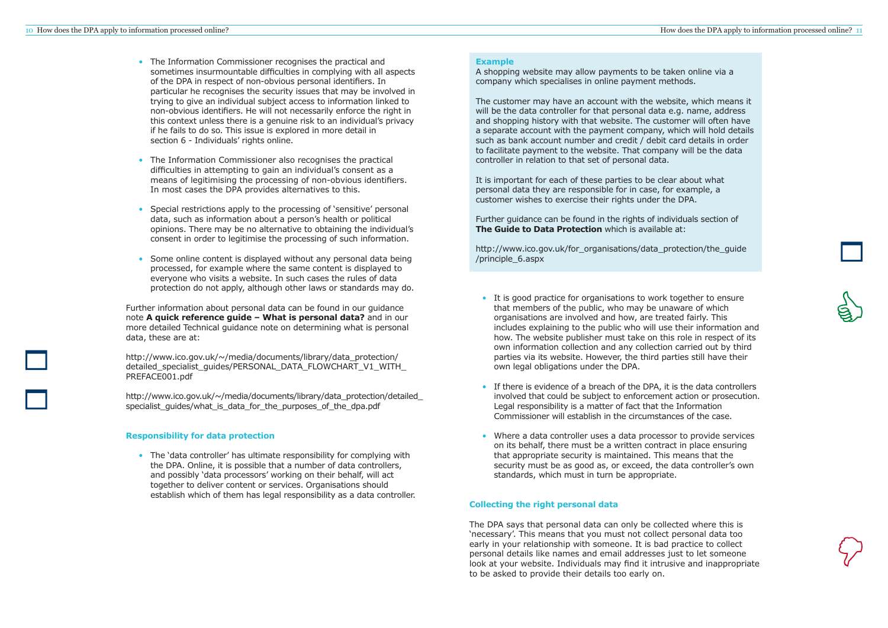- The Information Commissioner recognises the practical and sometimes insurmountable difficulties in complying with all aspects of the DPA in respect of non-obvious personal identifiers. In particular he recognises the security issues that may be involved in trying to give an individual subject access to information linked to non-obvious identifiers. He will not necessarily enforce the right in this context unless there is a genuine risk to an individual's privacy if he fails to do so. This issue is explored in more detail in section 6 - Individuals' rights online.

- The Information Commissioner also recognises the practical difficulties in attempting to gain an individual's consent as a means of legitimising the processing of non-obvious identifiers. In most cases the DPA provides alternatives to this.

- Special restrictions apply to the processing of 'sensitive' personal data, such as information about a person's health or political opinions. There may be no alternative to obtaining the individual's consent in order to legitimise the processing of such information.

- Some online content is displayed without any personal data being processed, for example where the same content is displayed to everyone who visits a website. In such cases the rules of data protection do not apply, although other laws or standards may do.

Further information about personal data can be found in our guidance note **A quick reference guide – What is personal data?** and in our more detailed Technical guidance note on determining what is personal data, these are at:

http://www.ico.gov.uk/~/media/documents/library/data_protection/detailed_specialist_guides/PERSONAL_DATA_FLOWCHART_V1_WITH_PREFACE001.pdf

http://www.ico.gov.uk/~/media/documents/library/data_protection/detailed_specialist_guides/what_is_data_for_the_purposes_of_the_dpa.pdf

### Responsibility for data protection

- The 'data controller' has ultimate responsibility for complying with the DPA. Online, it is possible that a number of data controllers, and possibly 'data processors' working on their behalf, will act together to deliver content or services. Organisations should establish which of them has legal responsibility as a data controller.

**Example**

A shopping website may allow payments to be taken online via a company which specialises in online payment methods.

The customer may have an account with the website, which means it will be the data controller for that personal data e.g. name, address and shopping history with that website. The customer will often have a separate account with the payment company, which will hold details such as bank account number and credit / debit card details in order to facilitate payment to the website. That company will be the data controller in relation to that set of personal data.

It is important for each of these parties to be clear about what personal data they are responsible for in case, for example, a customer wishes to exercise their rights under the DPA.

Further guidance can be found in the rights of individuals section of **The Guide to Data Protection** which is available at:

http://www.ico.gov.uk/for_organisations/data_protection/the_guide/principle_6.aspx

- It is good practice for organisations to work together to ensure that members of the public, who may be unaware of which organisations are involved and how, are treated fairly. This includes explaining to the public who will use their information and how. The website publisher must take on this role in respect of its own information collection and any collection carried out by third parties via its website. However, the third parties still have their own legal obligations under the DPA.

- If there is evidence of a breach of the DPA, it is the data controllers involved that could be subject to enforcement action or prosecution. Legal responsibility is a matter of fact that the Information Commissioner will establish in the circumstances of the case.

- Where a data controller uses a data processor to provide services on its behalf, there must be a written contract in place ensuring that appropriate security is maintained. This means that the security must be as good as, or exceed, the data controller's own standards, which must in turn be appropriate.

### Collecting the right personal data

The DPA says that personal data can only be collected where this is 'necessary'. This means that you must not collect personal data too early in your relationship with someone. It is bad practice to collect personal details like names and email addresses just to let someone look at your website. Individuals may find it intrusive and inappropriate to be asked to provide their details too early on.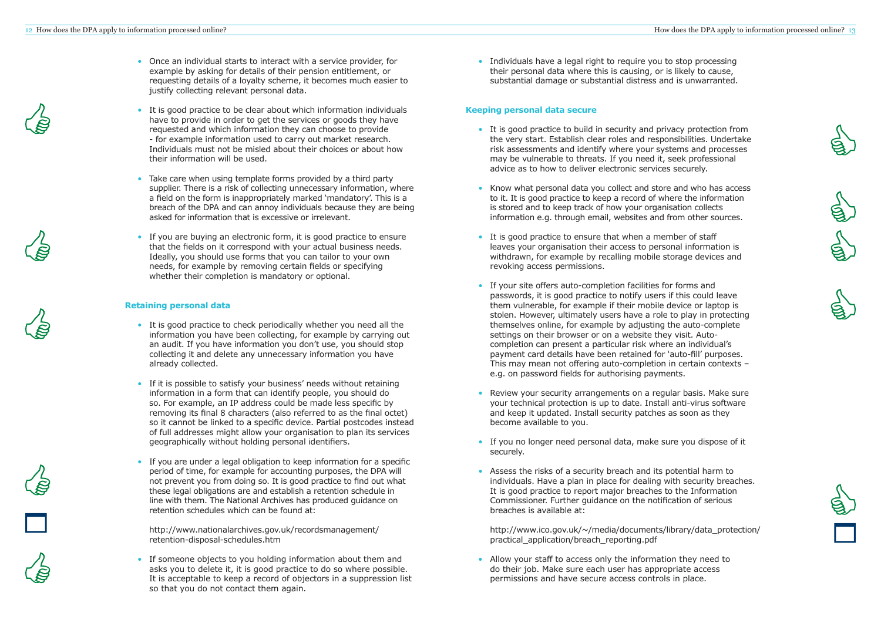- Once an individual starts to interact with a service provider, for example by asking for details of their pension entitlement, or requesting details of a loyalty scheme, it becomes much easier to justify collecting relevant personal data.

- It is good practice to be clear about which information individuals have to provide in order to get the services or goods they have requested and which information they can choose to provide - for example information used to carry out market research. Individuals must not be misled about their choices or about how their information will be used.

- Take care when using template forms provided by a third party supplier. There is a risk of collecting unnecessary information, where a field on the form is inappropriately marked 'mandatory'. This is a breach of the DPA and can annoy individuals because they are being asked for information that is excessive or irrelevant.

- If you are buying an electronic form, it is good practice to ensure that the fields on it correspond with your actual business needs. Ideally, you should use forms that you can tailor to your own needs, for example by removing certain fields or specifying whether their completion is mandatory or optional.

### Retaining personal data

- It is good practice to check periodically whether you need all the information you have been collecting, for example by carrying out an audit. If you have information you don't use, you should stop collecting it and delete any unnecessary information you have already collected.

- If it is possible to satisfy your business' needs without retaining information in a form that can identify people, you should do so. For example, an IP address could be made less specific by removing its final 8 characters (also referred to as the final octet) so it cannot be linked to a specific device. Partial postcodes instead of full addresses might allow your organisation to plan its services geographically without holding personal identifiers.

- If you are under a legal obligation to keep information for a specific period of time, for example for accounting purposes, the DPA will not prevent you from doing so. It is good practice to find out what these legal obligations are and establish a retention schedule in line with them. The National Archives has produced guidance on retention schedules which can be found at:

  http://www.nationalarchives.gov.uk/recordsmanagement/retention-disposal-schedules.htm

- If someone objects to you holding information about them and asks you to delete it, it is good practice to do so where possible. It is acceptable to keep a record of objectors in a suppression list so that you do not contact them again.

- Individuals have a legal right to require you to stop processing their personal data where this is causing, or is likely to cause, substantial damage or substantial distress and is unwarranted.

### Keeping personal data secure

- It is good practice to build in security and privacy protection from the very start. Establish clear roles and responsibilities. Undertake risk assessments and identify where your systems and processes may be vulnerable to threats. If you need it, seek professional advice as to how to deliver electronic services securely.

- Know what personal data you collect and store and who has access to it. It is good practice to keep a record of where the information is stored and to keep track of how your organisation collects information e.g. through email, websites and from other sources.

- It is good practice to ensure that when a member of staff leaves your organisation their access to personal information is withdrawn, for example by recalling mobile storage devices and revoking access permissions.

- If your site offers auto-completion facilities for forms and passwords, it is good practice to notify users if this could leave them vulnerable, for example if their mobile device or laptop is stolen. However, ultimately users have a role to play in protecting themselves online, for example by adjusting the auto-complete settings on their browser or on a website they visit. Auto-completion can present a particular risk where an individual's payment card details have been retained for 'auto-fill' purposes. This may mean not offering auto-completion in certain contexts – e.g. on password fields for authorising payments.

- Review your security arrangements on a regular basis. Make sure your technical protection is up to date. Install anti-virus software and keep it updated. Install security patches as soon as they become available to you.

- If you no longer need personal data, make sure you dispose of it securely.

- Assess the risks of a security breach and its potential harm to individuals. Have a plan in place for dealing with security breaches. It is good practice to report major breaches to the Information Commissioner. Further guidance on the notification of serious breaches is available at:

  http://www.ico.gov.uk/~/media/documents/library/data_protection/practical_application/breach_reporting.pdf

- Allow your staff to access only the information they need to do their job. Make sure each user has appropriate access permissions and have secure access controls in place.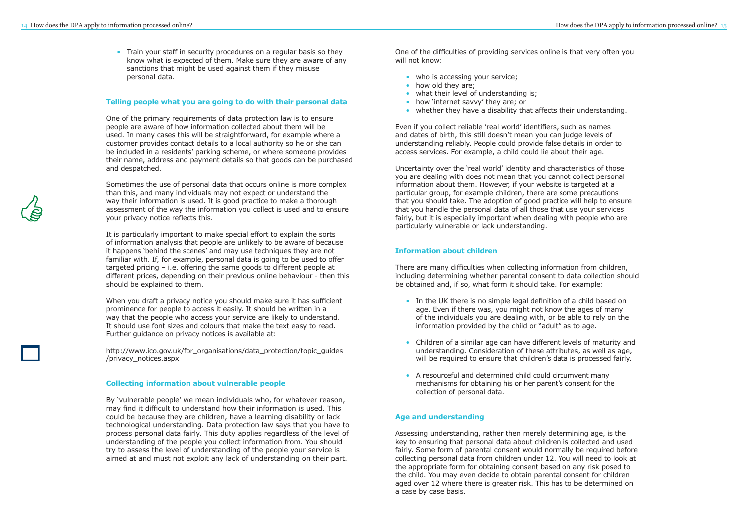- Train your staff in security procedures on a regular basis so they know what is expected of them. Make sure they are aware of any sanctions that might be used against them if they misuse personal data.

### Telling people what you are going to do with their personal data

One of the primary requirements of data protection law is to ensure people are aware of how information collected about them will be used. In many cases this will be straightforward, for example where a customer provides contact details to a local authority so he or she can be included in a residents' parking scheme, or where someone provides their name, address and payment details so that goods can be purchased and despatched.

Sometimes the use of personal data that occurs online is more complex than this, and many individuals may not expect or understand the way their information is used. It is good practice to make a thorough assessment of the way the information you collect is used and to ensure your privacy notice reflects this.

It is particularly important to make special effort to explain the sorts of information analysis that people are unlikely to be aware of because it happens 'behind the scenes' and may use techniques they are not familiar with. If, for example, personal data is going to be used to offer targeted pricing – i.e. offering the same goods to different people at different prices, depending on their previous online behaviour - then this should be explained to them.

When you draft a privacy notice you should make sure it has sufficient prominence for people to access it easily. It should be written in a way that the people who access your service are likely to understand. It should use font sizes and colours that make the text easy to read. Further guidance on privacy notices is available at:

http://www.ico.gov.uk/for_organisations/data_protection/topic_guides/privacy_notices.aspx

### Collecting information about vulnerable people

By 'vulnerable people' we mean individuals who, for whatever reason, may find it difficult to understand how their information is used. This could be because they are children, have a learning disability or lack technological understanding. Data protection law says that you have to process personal data fairly. This duty applies regardless of the level of understanding of the people you collect information from. You should try to assess the level of understanding of the people your service is aimed at and must not exploit any lack of understanding on their part.

One of the difficulties of providing services online is that very often you will not know:

- who is accessing your service;
- how old they are;
- what their level of understanding is;
- how 'internet savvy' they are; or
- whether they have a disability that affects their understanding.

Even if you collect reliable 'real world' identifiers, such as names and dates of birth, this still doesn't mean you can judge levels of understanding reliably. People could provide false details in order to access services. For example, a child could lie about their age.

Uncertainty over the 'real world' identity and characteristics of those you are dealing with does not mean that you cannot collect personal information about them. However, if your website is targeted at a particular group, for example children, there are some precautions that you should take. The adoption of good practice will help to ensure that you handle the personal data of all those that use your services fairly, but it is especially important when dealing with people who are particularly vulnerable or lack understanding.

### Information about children

There are many difficulties when collecting information from children, including determining whether parental consent to data collection should be obtained and, if so, what form it should take. For example:

- In the UK there is no simple legal definition of a child based on age. Even if there was, you might not know the ages of many of the individuals you are dealing with, or be able to rely on the information provided by the child or "adult" as to age.

- Children of a similar age can have different levels of maturity and understanding. Consideration of these attributes, as well as age, will be required to ensure that children's data is processed fairly.

- A resourceful and determined child could circumvent many mechanisms for obtaining his or her parent's consent for the collection of personal data.

### Age and understanding

Assessing understanding, rather then merely determining age, is the key to ensuring that personal data about children is collected and used fairly. Some form of parental consent would normally be required before collecting personal data from children under 12. You will need to look at the appropriate form for obtaining consent based on any risk posed to the child. You may even decide to obtain parental consent for children aged over 12 where there is greater risk. This has to be determined on a case by case basis.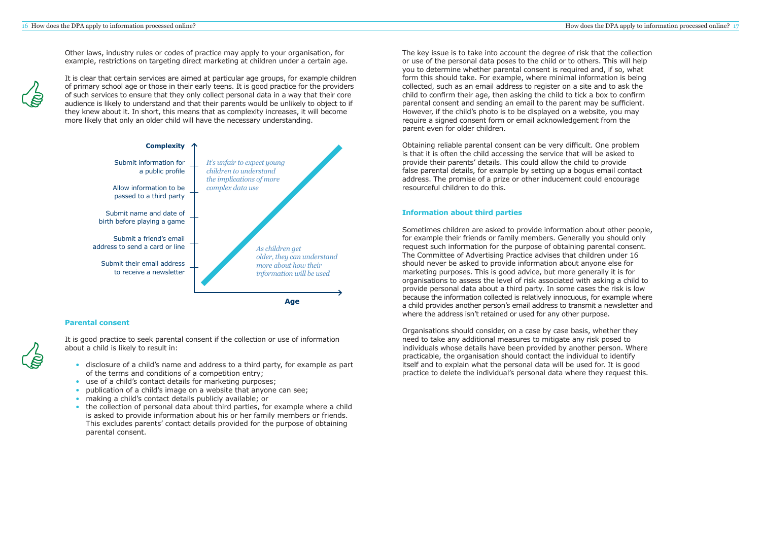Other laws, industry rules or codes of practice may apply to your organisation, for example, restrictions on targeting direct marketing at children under a certain age.

It is clear that certain services are aimed at particular age groups, for example children of primary school age or those in their early teens. It is good practice for the providers of such services to ensure that they only collect personal data in a way that their core audience is likely to understand and that their parents would be unlikely to object to if they knew about it. In short, this means that as complexity increases, it will become more likely that only an older child will have the necessary understanding.

**Complexity**

- Submit information for a public profile
- Allow information to be passed to a third party
- Submit name and date of birth before playing a game
- Submit a friend's email address to send a card or line
- Submit their email address to receive a newsletter

*It's unfair to expect young children to understand the implications of more complex data use*

*As children get older, they can understand more about how their information will be used*

**Age**

## Parental consent

It is good practice to seek parental consent if the collection or use of information about a child is likely to result in:

- disclosure of a child's name and address to a third party, for example as part of the terms and conditions of a competition entry;
- use of a child's contact details for marketing purposes;
- publication of a child's image on a website that anyone can see;
- making a child's contact details publicly available; or
- the collection of personal data about third parties, for example where a child is asked to provide information about his or her family members or friends. This excludes parents' contact details provided for the purpose of obtaining parental consent.

The key issue is to take into account the degree of risk that the collection or use of the personal data poses to the child or to others. This will help you to determine whether parental consent is required and, if so, what form this should take. For example, where minimal information is being collected, such as an email address to register on a site and to ask the child to confirm their age, then asking the child to tick a box to confirm parental consent and sending an email to the parent may be sufficient. However, if the child's photo is to be displayed on a website, you may require a signed consent form or email acknowledgement from the parent even for older children.

Obtaining reliable parental consent can be very difficult. One problem is that it is often the child accessing the service that will be asked to provide their parents' details. This could allow the child to provide false parental details, for example by setting up a bogus email contact address. The promise of a prize or other inducement could encourage resourceful children to do this.

## Information about third parties

Sometimes children are asked to provide information about other people, for example their friends or family members. Generally you should only request such information for the purpose of obtaining parental consent. The Committee of Advertising Practice advises that children under 16 should never be asked to provide information about anyone else for marketing purposes. This is good advice, but more generally it is for organisations to assess the level of risk associated with asking a child to provide personal data about a third party. In some cases the risk is low because the information collected is relatively innocuous, for example where a child provides another person's email address to transmit a newsletter and where the address isn't retained or used for any other purpose.

Organisations should consider, on a case by case basis, whether they need to take any additional measures to mitigate any risk posed to individuals whose details have been provided by another person. Where practicable, the organisation should contact the individual to identify itself and to explain what the personal data will be used for. It is good practice to delete the individual's personal data where they request this.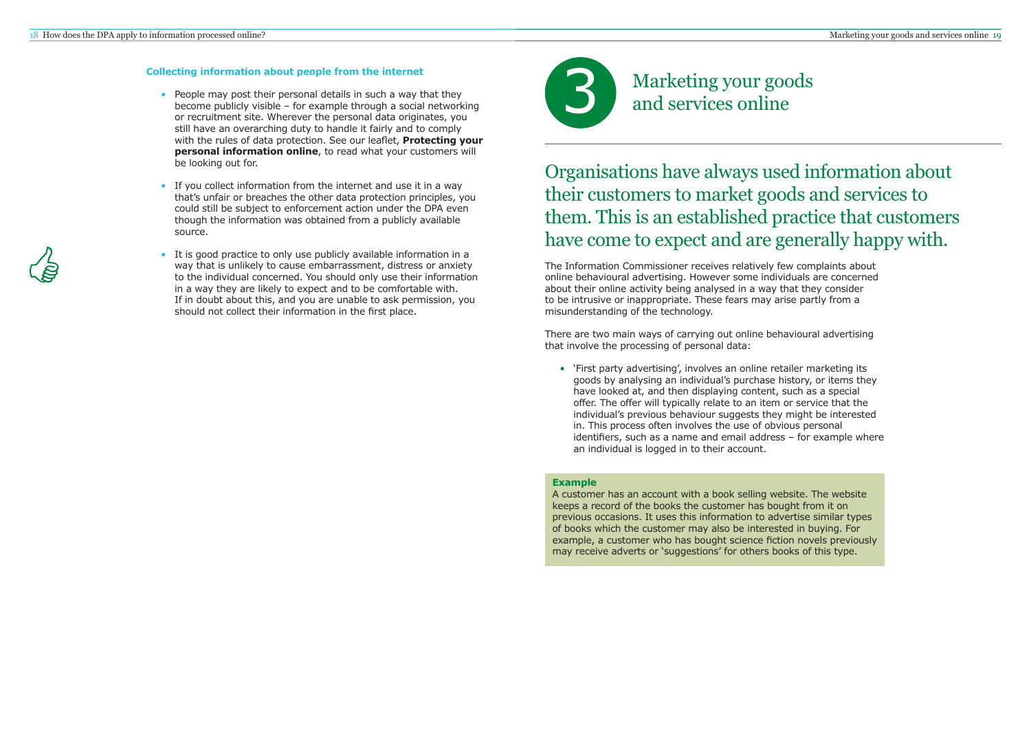#### Collecting information about people from the internet

- People may post their personal details in such a way that they become publicly visible – for example through a social networking or recruitment site. Wherever the personal data originates, you still have an overarching duty to handle it fairly and to comply with the rules of data protection. See our leaflet, **Protecting your personal information online**, to read what your customers will be looking out for.
- If you collect information from the internet and use it in a way that's unfair or breaches the other data protection principles, you could still be subject to enforcement action under the DPA even though the information was obtained from a publicly available source.
- It is good practice to only use publicly available information in a way that is unlikely to cause embarrassment, distress or anxiety to the individual concerned. You should only use their information in a way they are likely to expect and to be comfortable with. If in doubt about this, and you are unable to ask permission, you should not collect their information in the first place.

# 3 Marketing your goods and services online

## Organisations have always used information about their customers to market goods and services to them. This is an established practice that customers have come to expect and are generally happy with.

The Information Commissioner receives relatively few complaints about online behavioural advertising. However some individuals are concerned about their online activity being analysed in a way that they consider to be intrusive or inappropriate. These fears may arise partly from a misunderstanding of the technology.

There are two main ways of carrying out online behavioural advertising that involve the processing of personal data:

- 'First party advertising', involves an online retailer marketing its goods by analysing an individual's purchase history, or items they have looked at, and then displaying content, such as a special offer. The offer will typically relate to an item or service that the individual's previous behaviour suggests they might be interested in. This process often involves the use of obvious personal identifiers, such as a name and email address – for example where an individual is logged in to their account.

**Example**

A customer has an account with a book selling website. The website keeps a record of the books the customer has bought from it on previous occasions. It uses this information to advertise similar types of books which the customer may also be interested in buying. For example, a customer who has bought science fiction novels previously may receive adverts or 'suggestions' for others books of this type.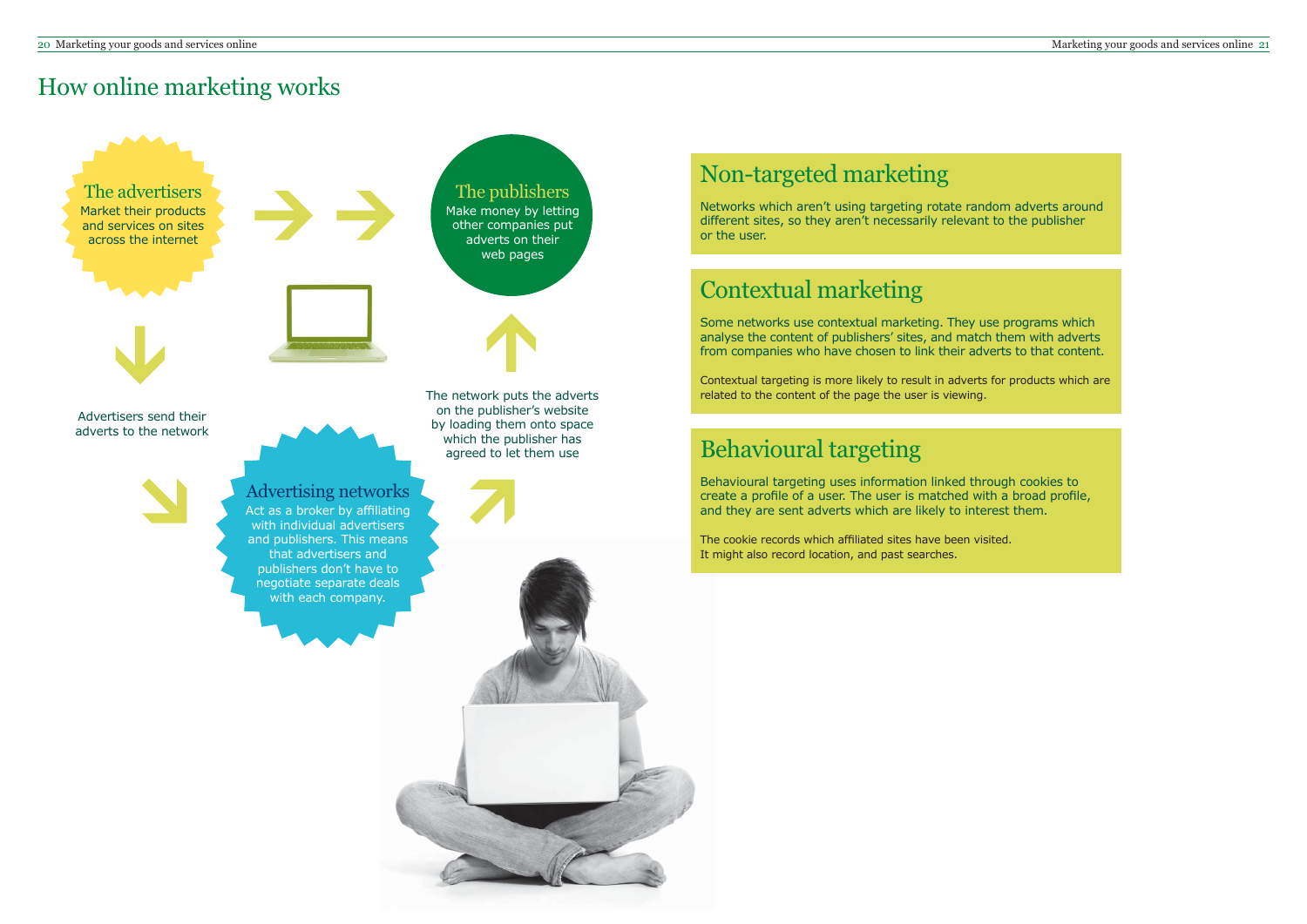# How online marketing works

### The advertisers

Market their products and services on sites across the internet

Advertisers send their adverts to the network

### Advertising networks

Act as a broker by affiliating with individual advertisers and publishers. This means that advertisers and publishers don't have to negotiate separate deals with each company.

The network puts the adverts on the publisher's website by loading them onto space which the publisher has agreed to let them use

### The publishers

Make money by letting other companies put adverts on their web pages

## Non-targeted marketing

Networks which aren't using targeting rotate random adverts around different sites, so they aren't necessarily relevant to the publisher or the user.

## Contextual marketing

Some networks use contextual marketing. They use programs which analyse the content of publishers' sites, and match them with adverts from companies who have chosen to link their adverts to that content.

Contextual targeting is more likely to result in adverts for products which are related to the content of the page the user is viewing.

## Behavioural targeting

Behavioural targeting uses information linked through cookies to create a profile of a user. The user is matched with a broad profile, and they are sent adverts which are likely to interest them.

The cookie records which affiliated sites have been visited. It might also record location, and past searches.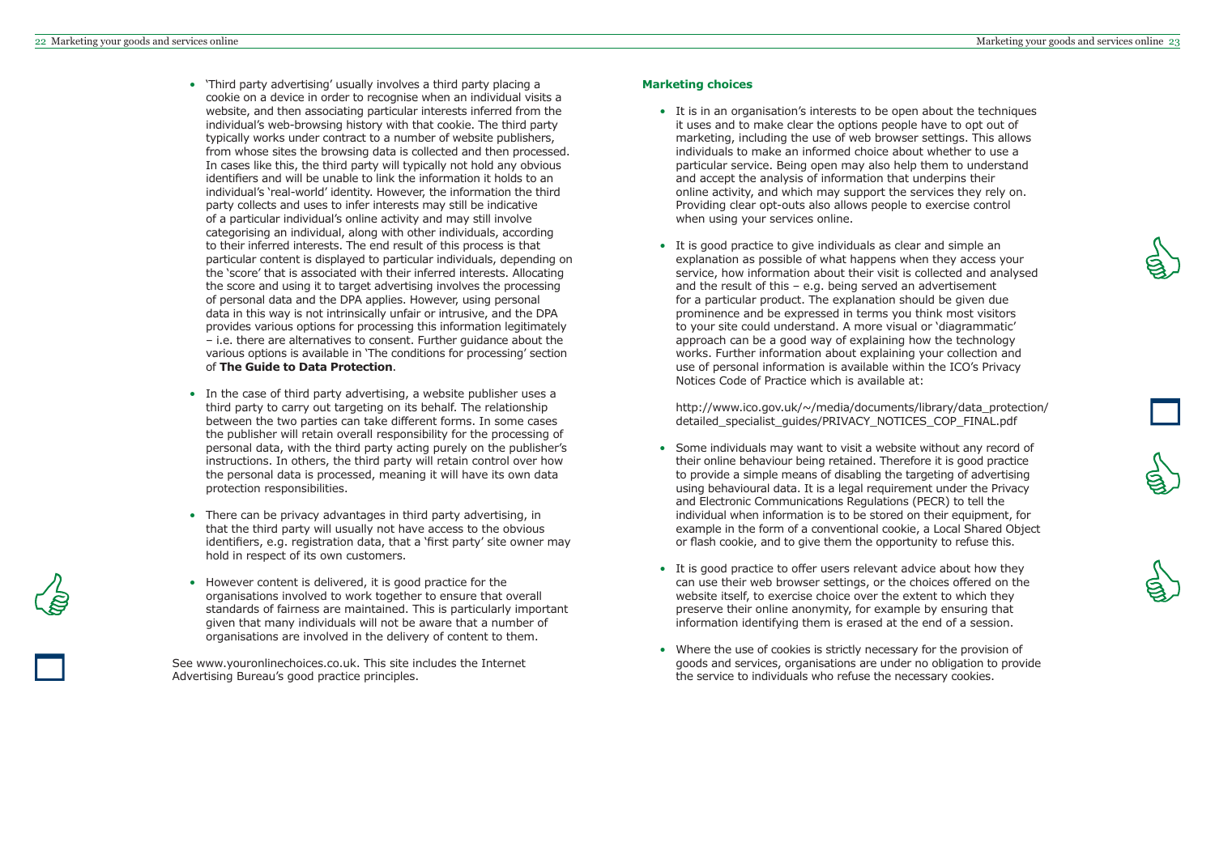- 'Third party advertising' usually involves a third party placing a cookie on a device in order to recognise when an individual visits a website, and then associating particular interests inferred from the individual's web-browsing history with that cookie. The third party typically works under contract to a number of website publishers, from whose sites the browsing data is collected and then processed. In cases like this, the third party will typically not hold any obvious identifiers and will be unable to link the information it holds to an individual's 'real-world' identity. However, the information the third party collects and uses to infer interests may still be indicative of a particular individual's online activity and may still involve categorising an individual, along with other individuals, according to their inferred interests. The end result of this process is that particular content is displayed to particular individuals, depending on the 'score' that is associated with their inferred interests. Allocating the score and using it to target advertising involves the processing of personal data and the DPA applies. However, using personal data in this way is not intrinsically unfair or intrusive, and the DPA provides various options for processing this information legitimately – i.e. there are alternatives to consent. Further guidance about the various options is available in 'The conditions for processing' section of **The Guide to Data Protection**.

- In the case of third party advertising, a website publisher uses a third party to carry out targeting on its behalf. The relationship between the two parties can take different forms. In some cases the publisher will retain overall responsibility for the processing of personal data, with the third party acting purely on the publisher's instructions. In others, the third party will retain control over how the personal data is processed, meaning it will have its own data protection responsibilities.

- There can be privacy advantages in third party advertising, in that the third party will usually not have access to the obvious identifiers, e.g. registration data, that a 'first party' site owner may hold in respect of its own customers.

- However content is delivered, it is good practice for the organisations involved to work together to ensure that overall standards of fairness are maintained. This is particularly important given that many individuals will not be aware that a number of organisations are involved in the delivery of content to them.

See www.youronlinechoices.co.uk. This site includes the Internet Advertising Bureau's good practice principles.

### Marketing choices

- It is in an organisation's interests to be open about the techniques it uses and to make clear the options people have to opt out of marketing, including the use of web browser settings. This allows individuals to make an informed choice about whether to use a particular service. Being open may also help them to understand and accept the analysis of information that underpins their online activity, and which may support the services they rely on. Providing clear opt-outs also allows people to exercise control when using your services online.

- It is good practice to give individuals as clear and simple an explanation as possible of what happens when they access your service, how information about their visit is collected and analysed and the result of this – e.g. being served an advertisement for a particular product. The explanation should be given due prominence and be expressed in terms you think most visitors to your site could understand. A more visual or 'diagrammatic' approach can be a good way of explaining how the technology works. Further information about explaining your collection and use of personal information is available within the ICO's Privacy Notices Code of Practice which is available at:

  http://www.ico.gov.uk/~/media/documents/library/data_protection/detailed_specialist_guides/PRIVACY_NOTICES_COP_FINAL.pdf

- Some individuals may want to visit a website without any record of their online behaviour being retained. Therefore it is good practice to provide a simple means of disabling the targeting of advertising using behavioural data. It is a legal requirement under the Privacy and Electronic Communications Regulations (PECR) to tell the individual when information is to be stored on their equipment, for example in the form of a conventional cookie, a Local Shared Object or flash cookie, and to give them the opportunity to refuse this.

- It is good practice to offer users relevant advice about how they can use their web browser settings, or the choices offered on the website itself, to exercise choice over the extent to which they preserve their online anonymity, for example by ensuring that information identifying them is erased at the end of a session.

- Where the use of cookies is strictly necessary for the provision of goods and services, organisations are under no obligation to provide the service to individuals who refuse the necessary cookies.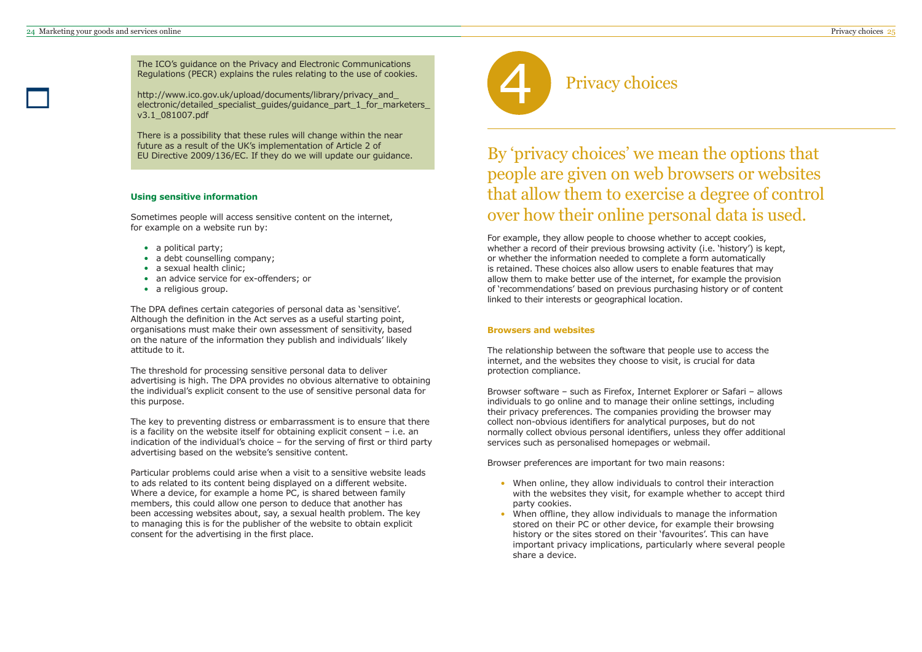The ICO's guidance on the Privacy and Electronic Communications Regulations (PECR) explains the rules relating to the use of cookies.

http://www.ico.gov.uk/upload/documents/library/privacy_and_electronic/detailed_specialist_guides/guidance_part_1_for_marketers_v3.1_081007.pdf

There is a possibility that these rules will change within the near future as a result of the UK's implementation of Article 2 of EU Directive 2009/136/EC. If they do we will update our guidance.

### Using sensitive information

Sometimes people will access sensitive content on the internet, for example on a website run by:

- a political party;
- a debt counselling company;
- a sexual health clinic;
- an advice service for ex-offenders; or
- a religious group.

The DPA defines certain categories of personal data as 'sensitive'. Although the definition in the Act serves as a useful starting point, organisations must make their own assessment of sensitivity, based on the nature of the information they publish and individuals' likely attitude to it.

The threshold for processing sensitive personal data to deliver advertising is high. The DPA provides no obvious alternative to obtaining the individual's explicit consent to the use of sensitive personal data for this purpose.

The key to preventing distress or embarrassment is to ensure that there is a facility on the website itself for obtaining explicit consent – i.e. an indication of the individual's choice – for the serving of first or third party advertising based on the website's sensitive content.

Particular problems could arise when a visit to a sensitive website leads to ads related to its content being displayed on a different website. Where a device, for example a home PC, is shared between family members, this could allow one person to deduce that another has been accessing websites about, say, a sexual health problem. The key to managing this is for the publisher of the website to obtain explicit consent for the advertising in the first place.

# 4 Privacy choices

## By 'privacy choices' we mean the options that people are given on web browsers or websites that allow them to exercise a degree of control over how their online personal data is used.

For example, they allow people to choose whether to accept cookies, whether a record of their previous browsing activity (i.e. 'history') is kept, or whether the information needed to complete a form automatically is retained. These choices also allow users to enable features that may allow them to make better use of the internet, for example the provision of 'recommendations' based on previous purchasing history or of content linked to their interests or geographical location.

### Browsers and websites

The relationship between the software that people use to access the internet, and the websites they choose to visit, is crucial for data protection compliance.

Browser software – such as Firefox, Internet Explorer or Safari – allows individuals to go online and to manage their online settings, including their privacy preferences. The companies providing the browser may collect non-obvious identifiers for analytical purposes, but do not normally collect obvious personal identifiers, unless they offer additional services such as personalised homepages or webmail.

Browser preferences are important for two main reasons:

- When online, they allow individuals to control their interaction with the websites they visit, for example whether to accept third party cookies.
- When offline, they allow individuals to manage the information stored on their PC or other device, for example their browsing history or the sites stored on their 'favourites'. This can have important privacy implications, particularly where several people share a device.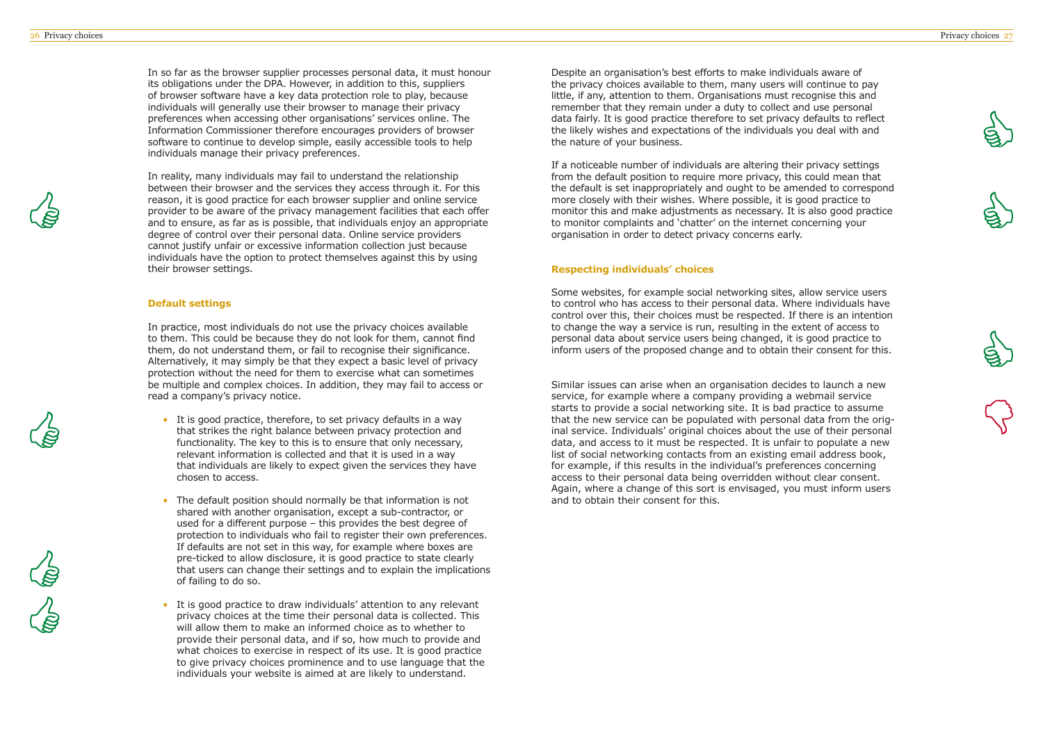In so far as the browser supplier processes personal data, it must honour its obligations under the DPA. However, in addition to this, suppliers of browser software have a key data protection role to play, because individuals will generally use their browser to manage their privacy preferences when accessing other organisations' services online. The Information Commissioner therefore encourages providers of browser software to continue to develop simple, easily accessible tools to help individuals manage their privacy preferences.

In reality, many individuals may fail to understand the relationship between their browser and the services they access through it. For this reason, it is good practice for each browser supplier and online service provider to be aware of the privacy management facilities that each offer and to ensure, as far as is possible, that individuals enjoy an appropriate degree of control over their personal data. Online service providers cannot justify unfair or excessive information collection just because individuals have the option to protect themselves against this by using their browser settings.

### Default settings

In practice, most individuals do not use the privacy choices available to them. This could be because they do not look for them, cannot find them, do not understand them, or fail to recognise their significance. Alternatively, it may simply be that they expect a basic level of privacy protection without the need for them to exercise what can sometimes be multiple and complex choices. In addition, they may fail to access or read a company's privacy notice.

- It is good practice, therefore, to set privacy defaults in a way that strikes the right balance between privacy protection and functionality. The key to this is to ensure that only necessary, relevant information is collected and that it is used in a way that individuals are likely to expect given the services they have chosen to access.
- The default position should normally be that information is not shared with another organisation, except a sub-contractor, or used for a different purpose – this provides the best degree of protection to individuals who fail to register their own preferences. If defaults are not set in this way, for example where boxes are pre-ticked to allow disclosure, it is good practice to state clearly that users can change their settings and to explain the implications of failing to do so.
- It is good practice to draw individuals' attention to any relevant privacy choices at the time their personal data is collected. This will allow them to make an informed choice as to whether to provide their personal data, and if so, how much to provide and what choices to exercise in respect of its use. It is good practice to give privacy choices prominence and to use language that the individuals your website is aimed at are likely to understand.

Despite an organisation's best efforts to make individuals aware of the privacy choices available to them, many users will continue to pay little, if any, attention to them. Organisations must recognise this and remember that they remain under a duty to collect and use personal data fairly. It is good practice therefore to set privacy defaults to reflect the likely wishes and expectations of the individuals you deal with and the nature of your business.

If a noticeable number of individuals are altering their privacy settings from the default position to require more privacy, this could mean that the default is set inappropriately and ought to be amended to correspond more closely with their wishes. Where possible, it is good practice to monitor this and make adjustments as necessary. It is also good practice to monitor complaints and 'chatter' on the internet concerning your organisation in order to detect privacy concerns early.

### Respecting individuals' choices

Some websites, for example social networking sites, allow service users to control who has access to their personal data. Where individuals have control over this, their choices must be respected. If there is an intention to change the way a service is run, resulting in the extent of access to personal data about service users being changed, it is good practice to inform users of the proposed change and to obtain their consent for this.

Similar issues can arise when an organisation decides to launch a new service, for example where a company providing a webmail service starts to provide a social networking site. It is bad practice to assume that the new service can be populated with personal data from the original service. Individuals' original choices about the use of their personal data, and access to it must be respected. It is unfair to populate a new list of social networking contacts from an existing email address book, for example, if this results in the individual's preferences concerning access to their personal data being overridden without clear consent. Again, where a change of this sort is envisaged, you must inform users and to obtain their consent for this.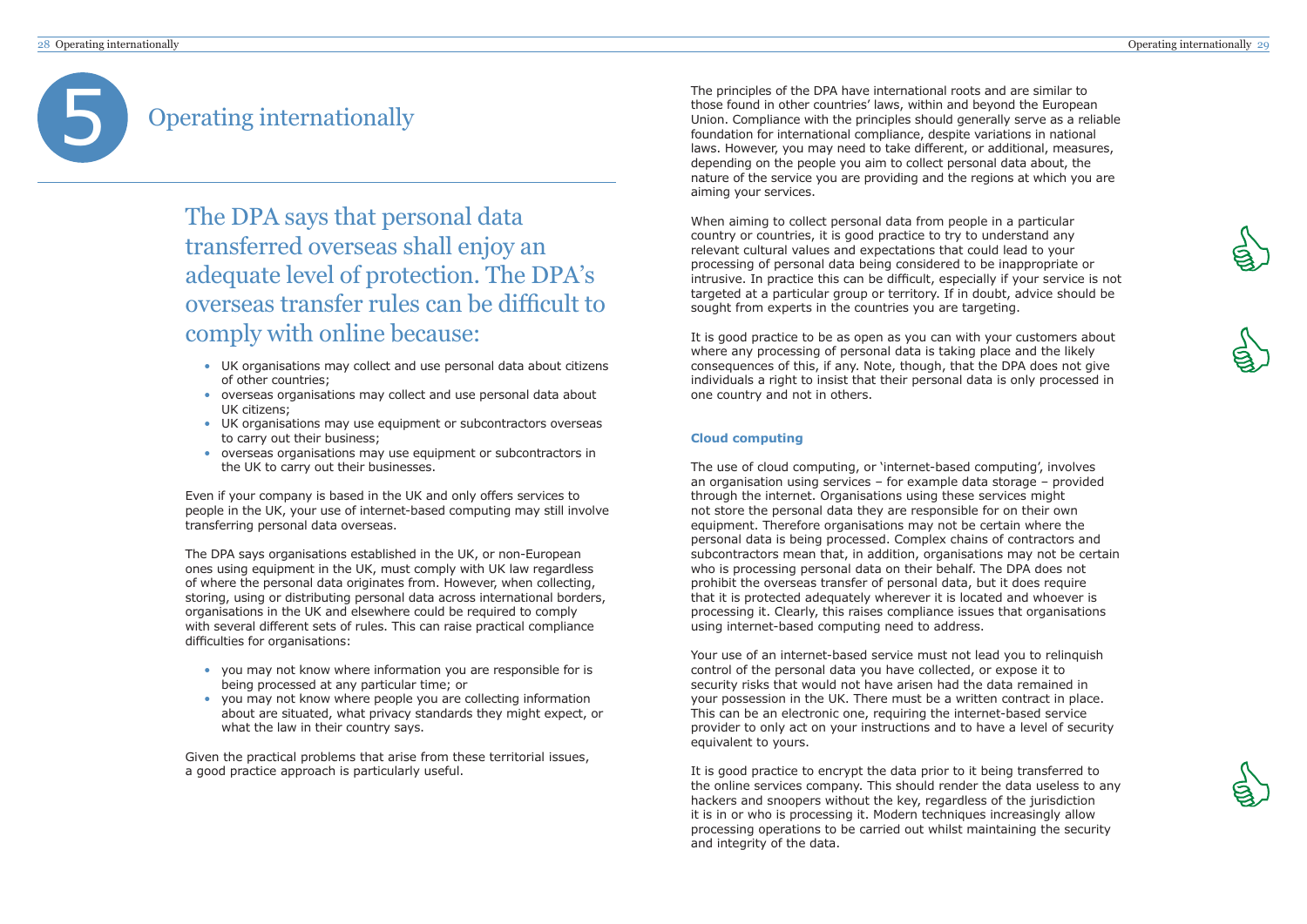# 5 Operating internationally

## The DPA says that personal data transferred overseas shall enjoy an adequate level of protection. The DPA's overseas transfer rules can be difficult to comply with online because:

- UK organisations may collect and use personal data about citizens of other countries;
- overseas organisations may collect and use personal data about UK citizens;
- UK organisations may use equipment or subcontractors overseas to carry out their business;
- overseas organisations may use equipment or subcontractors in the UK to carry out their businesses.

Even if your company is based in the UK and only offers services to people in the UK, your use of internet-based computing may still involve transferring personal data overseas.

The DPA says organisations established in the UK, or non-European ones using equipment in the UK, must comply with UK law regardless of where the personal data originates from. However, when collecting, storing, using or distributing personal data across international borders, organisations in the UK and elsewhere could be required to comply with several different sets of rules. This can raise practical compliance difficulties for organisations:

- you may not know where information you are responsible for is being processed at any particular time; or
- you may not know where people you are collecting information about are situated, what privacy standards they might expect, or what the law in their country says.

Given the practical problems that arise from these territorial issues, a good practice approach is particularly useful.

The principles of the DPA have international roots and are similar to those found in other countries' laws, within and beyond the European Union. Compliance with the principles should generally serve as a reliable foundation for international compliance, despite variations in national laws. However, you may need to take different, or additional, measures, depending on the people you aim to collect personal data about, the nature of the service you are providing and the regions at which you are aiming your services.

When aiming to collect personal data from people in a particular country or countries, it is good practice to try to understand any relevant cultural values and expectations that could lead to your processing of personal data being considered to be inappropriate or intrusive. In practice this can be difficult, especially if your service is not targeted at a particular group or territory. If in doubt, advice should be sought from experts in the countries you are targeting.

It is good practice to be as open as you can with your customers about where any processing of personal data is taking place and the likely consequences of this, if any. Note, though, that the DPA does not give individuals a right to insist that their personal data is only processed in one country and not in others.

### Cloud computing

The use of cloud computing, or 'internet-based computing', involves an organisation using services – for example data storage – provided through the internet. Organisations using these services might not store the personal data they are responsible for on their own equipment. Therefore organisations may not be certain where the personal data is being processed. Complex chains of contractors and subcontractors mean that, in addition, organisations may not be certain who is processing personal data on their behalf. The DPA does not prohibit the overseas transfer of personal data, but it does require that it is protected adequately wherever it is located and whoever is processing it. Clearly, this raises compliance issues that organisations using internet-based computing need to address.

Your use of an internet-based service must not lead you to relinquish control of the personal data you have collected, or expose it to security risks that would not have arisen had the data remained in your possession in the UK. There must be a written contract in place. This can be an electronic one, requiring the internet-based service provider to only act on your instructions and to have a level of security equivalent to yours.

It is good practice to encrypt the data prior to it being transferred to the online services company. This should render the data useless to any hackers and snoopers without the key, regardless of the jurisdiction it is in or who is processing it. Modern techniques increasingly allow processing operations to be carried out whilst maintaining the security and integrity of the data.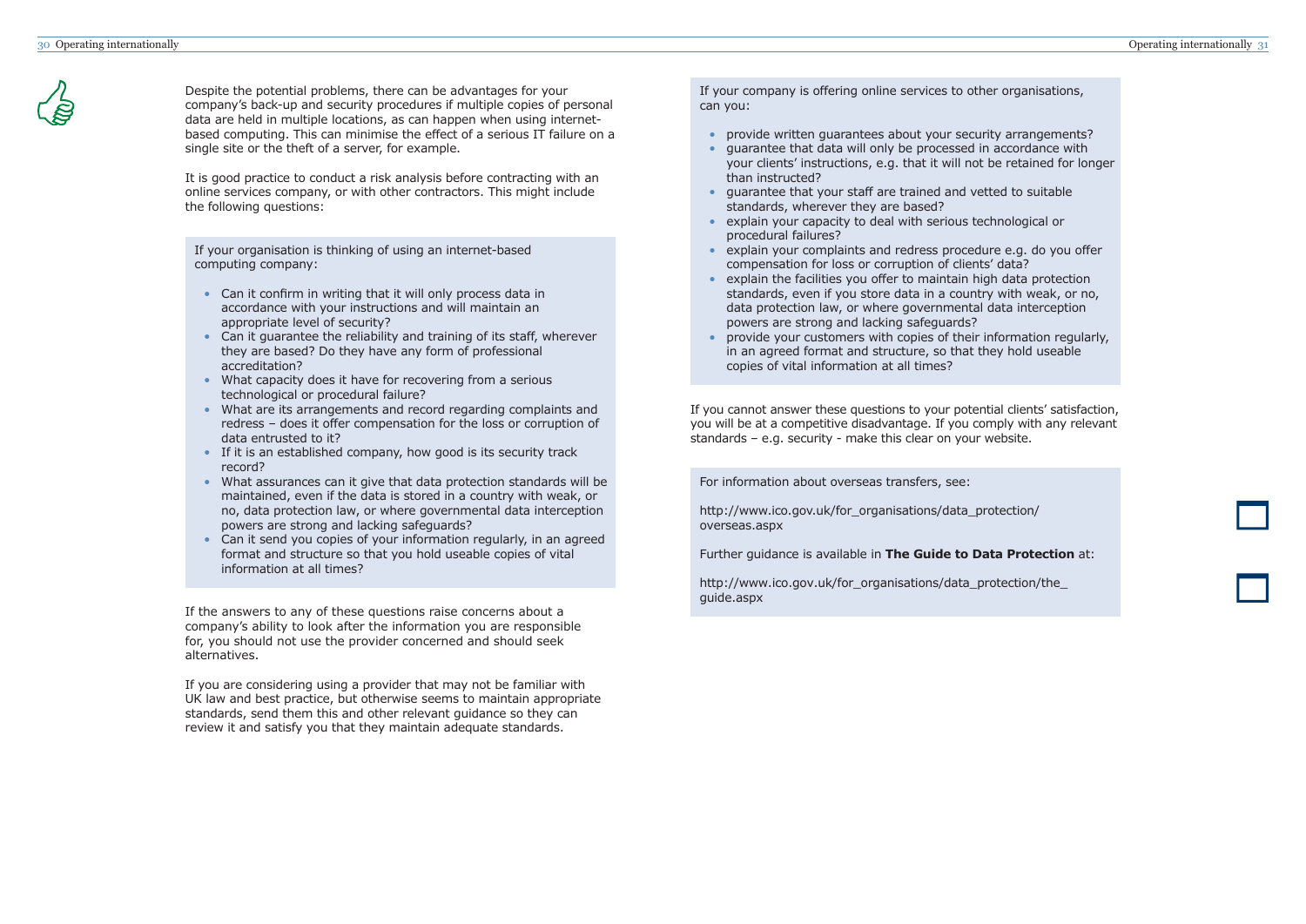Despite the potential problems, there can be advantages for your company's back-up and security procedures if multiple copies of personal data are held in multiple locations, as can happen when using internet-based computing. This can minimise the effect of a serious IT failure on a single site or the theft of a server, for example.

It is good practice to conduct a risk analysis before contracting with an online services company, or with other contractors. This might include the following questions:

If your organisation is thinking of using an internet-based computing company:

- Can it confirm in writing that it will only process data in accordance with your instructions and will maintain an appropriate level of security?
- Can it guarantee the reliability and training of its staff, wherever they are based? Do they have any form of professional accreditation?
- What capacity does it have for recovering from a serious technological or procedural failure?
- What are its arrangements and record regarding complaints and redress – does it offer compensation for the loss or corruption of data entrusted to it?
- If it is an established company, how good is its security track record?
- What assurances can it give that data protection standards will be maintained, even if the data is stored in a country with weak, or no, data protection law, or where governmental data interception powers are strong and lacking safeguards?
- Can it send you copies of your information regularly, in an agreed format and structure so that you hold useable copies of vital information at all times?

If the answers to any of these questions raise concerns about a company's ability to look after the information you are responsible for, you should not use the provider concerned and should seek alternatives.

If you are considering using a provider that may not be familiar with UK law and best practice, but otherwise seems to maintain appropriate standards, send them this and other relevant guidance so they can review it and satisfy you that they maintain adequate standards.

If your company is offering online services to other organisations, can you:

- provide written guarantees about your security arrangements?
- guarantee that data will only be processed in accordance with your clients' instructions, e.g. that it will not be retained for longer than instructed?
- guarantee that your staff are trained and vetted to suitable standards, wherever they are based?
- explain your capacity to deal with serious technological or procedural failures?
- explain your complaints and redress procedure e.g. do you offer compensation for loss or corruption of clients' data?
- explain the facilities you offer to maintain high data protection standards, even if you store data in a country with weak, or no, data protection law, or where governmental data interception powers are strong and lacking safeguards?
- provide your customers with copies of their information regularly, in an agreed format and structure, so that they hold useable copies of vital information at all times?

If you cannot answer these questions to your potential clients' satisfaction, you will be at a competitive disadvantage. If you comply with any relevant standards – e.g. security - make this clear on your website.

For information about overseas transfers, see:

http://www.ico.gov.uk/for_organisations/data_protection/overseas.aspx

Further guidance is available in **The Guide to Data Protection** at:

http://www.ico.gov.uk/for_organisations/data_protection/the_guide.aspx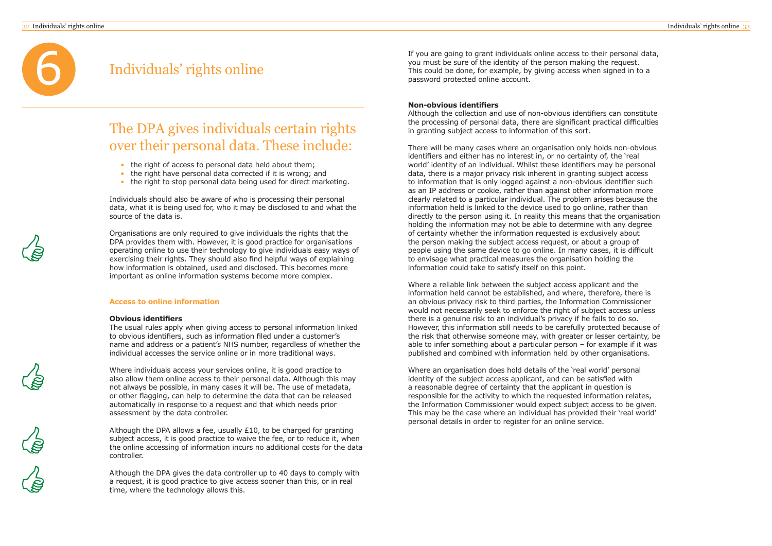# 6 Individuals' rights online

## The DPA gives individuals certain rights over their personal data. These include:

- the right of access to personal data held about them;
- the right have personal data corrected if it is wrong; and
- the right to stop personal data being used for direct marketing.

Individuals should also be aware of who is processing their personal data, what it is being used for, who it may be disclosed to and what the source of the data is.

Organisations are only required to give individuals the rights that the DPA provides them with. However, it is good practice for organisations operating online to use their technology to give individuals easy ways of exercising their rights. They should also find helpful ways of explaining how information is obtained, used and disclosed. This becomes more important as online information systems become more complex.

### Access to online information

**Obvious identifiers**

The usual rules apply when giving access to personal information linked to obvious identifiers, such as information filed under a customer's name and address or a patient's NHS number, regardless of whether the individual accesses the service online or in more traditional ways.

Where individuals access your services online, it is good practice to also allow them online access to their personal data. Although this may not always be possible, in many cases it will be. The use of metadata, or other flagging, can help to determine the data that can be released automatically in response to a request and that which needs prior assessment by the data controller.

Although the DPA allows a fee, usually £10, to be charged for granting subject access, it is good practice to waive the fee, or to reduce it, when the online accessing of information incurs no additional costs for the data controller.

Although the DPA gives the data controller up to 40 days to comply with a request, it is good practice to give access sooner than this, or in real time, where the technology allows this.

If you are going to grant individuals online access to their personal data, you must be sure of the identity of the person making the request. This could be done, for example, by giving access when signed in to a password protected online account.

**Non-obvious identifiers**

Although the collection and use of non-obvious identifiers can constitute the processing of personal data, there are significant practical difficulties in granting subject access to information of this sort.

There will be many cases where an organisation only holds non-obvious identifiers and either has no interest in, or no certainty of, the 'real world' identity of an individual. Whilst these identifiers may be personal data, there is a major privacy risk inherent in granting subject access to information that is only logged against a non-obvious identifier such as an IP address or cookie, rather than against other information more clearly related to a particular individual. The problem arises because the information held is linked to the device used to go online, rather than directly to the person using it. In reality this means that the organisation holding the information may not be able to determine with any degree of certainty whether the information requested is exclusively about the person making the subject access request, or about a group of people using the same device to go online. In many cases, it is difficult to envisage what practical measures the organisation holding the information could take to satisfy itself on this point.

Where a reliable link between the subject access applicant and the information held cannot be established, and where, therefore, there is an obvious privacy risk to third parties, the Information Commissioner would not necessarily seek to enforce the right of subject access unless there is a genuine risk to an individual's privacy if he fails to do so. However, this information still needs to be carefully protected because of the risk that otherwise someone may, with greater or lesser certainty, be able to infer something about a particular person – for example if it was published and combined with information held by other organisations.

Where an organisation does hold details of the 'real world' personal identity of the subject access applicant, and can be satisfied with a reasonable degree of certainty that the applicant in question is responsible for the activity to which the requested information relates, the Information Commissioner would expect subject access to be given. This may be the case where an individual has provided their 'real world' personal details in order to register for an online service.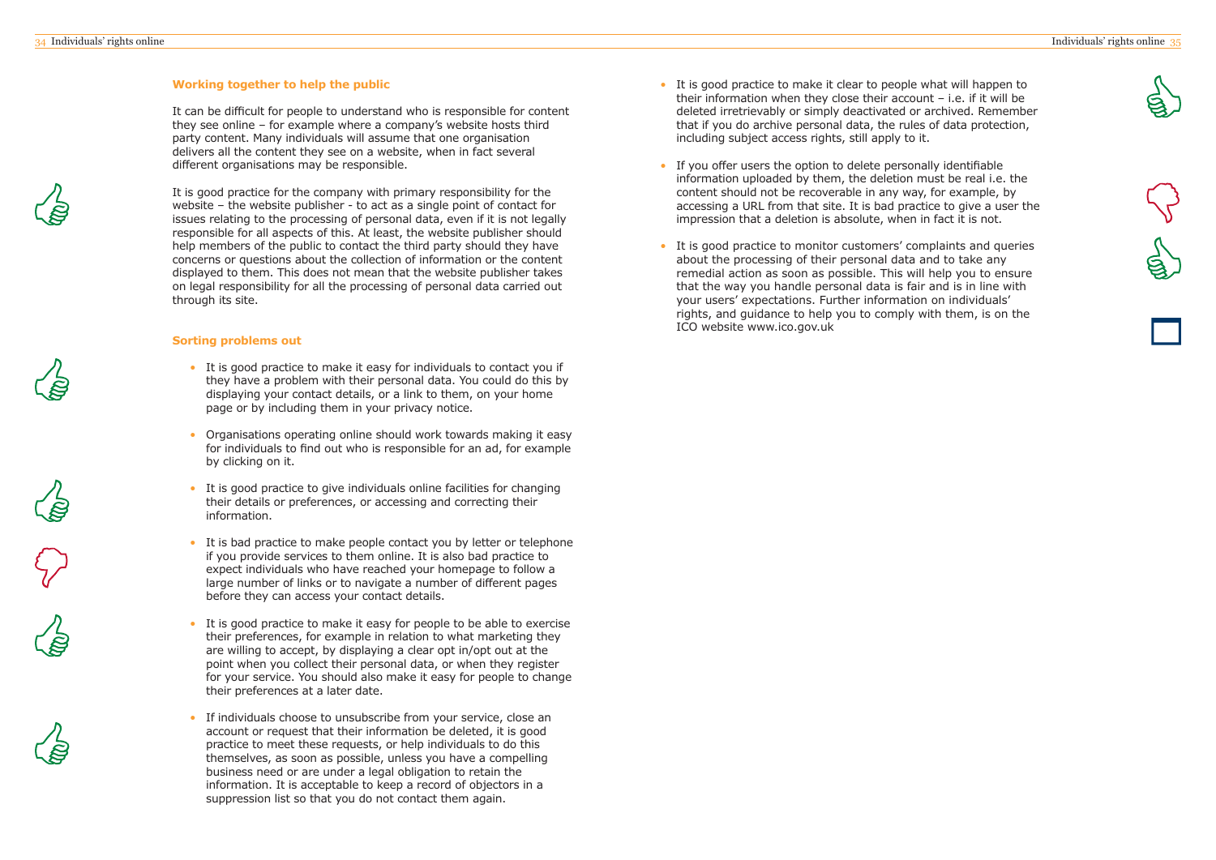### Working together to help the public

It can be difficult for people to understand who is responsible for content they see online – for example where a company's website hosts third party content. Many individuals will assume that one organisation delivers all the content they see on a website, when in fact several different organisations may be responsible.

It is good practice for the company with primary responsibility for the website – the website publisher - to act as a single point of contact for issues relating to the processing of personal data, even if it is not legally responsible for all aspects of this. At least, the website publisher should help members of the public to contact the third party should they have concerns or questions about the collection of information or the content displayed to them. This does not mean that the website publisher takes on legal responsibility for all the processing of personal data carried out through its site.

### Sorting problems out

- It is good practice to make it easy for individuals to contact you if they have a problem with their personal data. You could do this by displaying your contact details, or a link to them, on your home page or by including them in your privacy notice.
- Organisations operating online should work towards making it easy for individuals to find out who is responsible for an ad, for example by clicking on it.
- It is good practice to give individuals online facilities for changing their details or preferences, or accessing and correcting their information.
- It is bad practice to make people contact you by letter or telephone if you provide services to them online. It is also bad practice to expect individuals who have reached your homepage to follow a large number of links or to navigate a number of different pages before they can access your contact details.
- It is good practice to make it easy for people to be able to exercise their preferences, for example in relation to what marketing they are willing to accept, by displaying a clear opt in/opt out at the point when you collect their personal data, or when they register for your service. You should also make it easy for people to change their preferences at a later date.
- If individuals choose to unsubscribe from your service, close an account or request that their information be deleted, it is good practice to meet these requests, or help individuals to do this themselves, as soon as possible, unless you have a compelling business need or are under a legal obligation to retain the information. It is acceptable to keep a record of objectors in a suppression list so that you do not contact them again.
- It is good practice to make it clear to people what will happen to their information when they close their account – i.e. if it will be deleted irretrievably or simply deactivated or archived. Remember that if you do archive personal data, the rules of data protection, including subject access rights, still apply to it.
- If you offer users the option to delete personally identifiable information uploaded by them, the deletion must be real i.e. the content should not be recoverable in any way, for example, by accessing a URL from that site. It is bad practice to give a user the impression that a deletion is absolute, when in fact it is not.
- It is good practice to monitor customers' complaints and queries about the processing of their personal data and to take any remedial action as soon as possible. This will help you to ensure that the way you handle personal data is fair and is in line with your users' expectations. Further information on individuals' rights, and guidance to help you to comply with them, is on the ICO website www.ico.gov.uk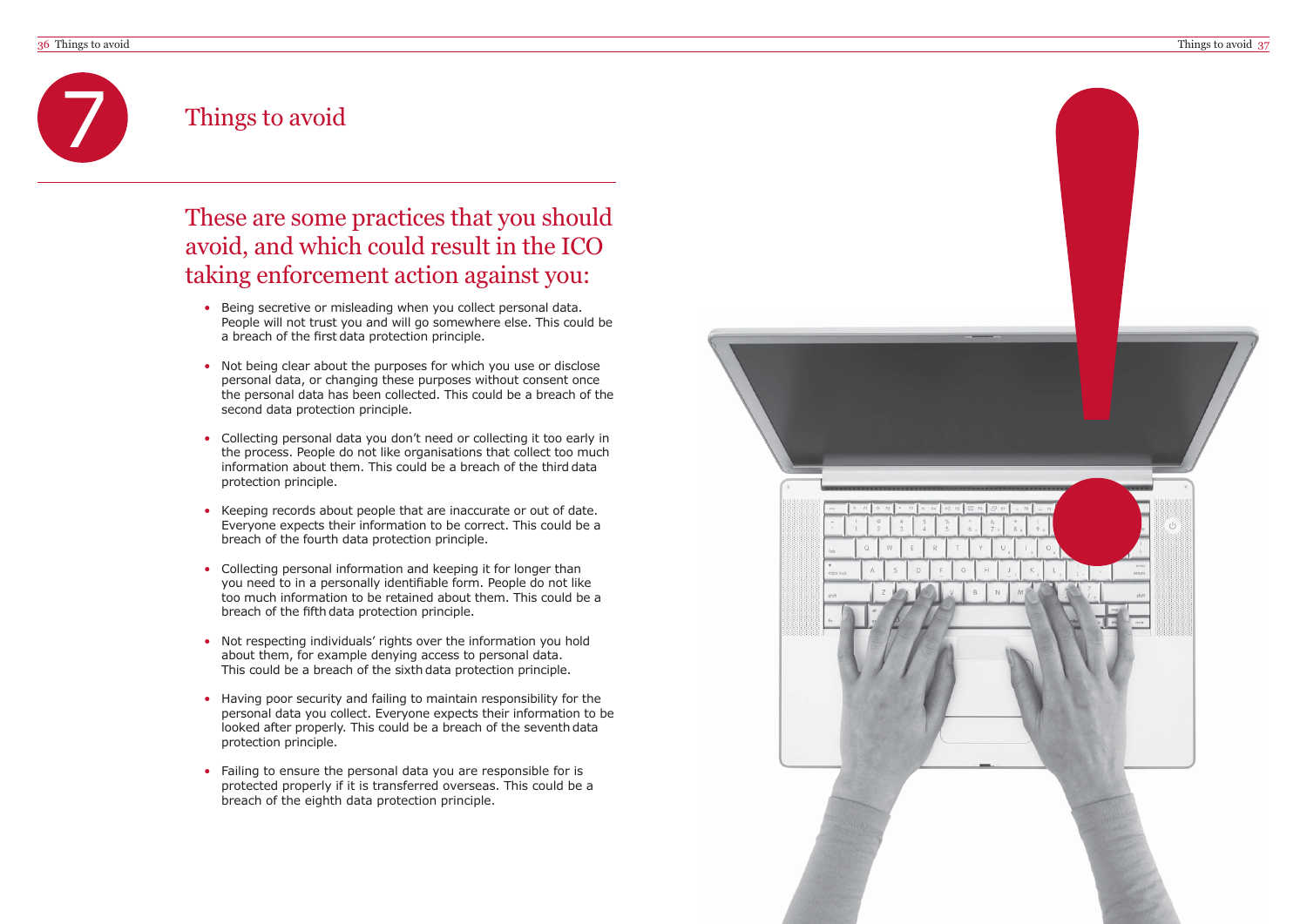# 7 Things to avoid

## These are some practices that you should avoid, and which could result in the ICO taking enforcement action against you:

- Being secretive or misleading when you collect personal data. People will not trust you and will go somewhere else. This could be a breach of the first data protection principle.
- Not being clear about the purposes for which you use or disclose personal data, or changing these purposes without consent once the personal data has been collected. This could be a breach of the second data protection principle.
- Collecting personal data you don't need or collecting it too early in the process. People do not like organisations that collect too much information about them. This could be a breach of the third data protection principle.
- Keeping records about people that are inaccurate or out of date. Everyone expects their information to be correct. This could be a breach of the fourth data protection principle.
- Collecting personal information and keeping it for longer than you need to in a personally identifiable form. People do not like too much information to be retained about them. This could be a breach of the fifth data protection principle.
- Not respecting individuals' rights over the information you hold about them, for example denying access to personal data. This could be a breach of the sixth data protection principle.
- Having poor security and failing to maintain responsibility for the personal data you collect. Everyone expects their information to be looked after properly. This could be a breach of the seventh data protection principle.
- Failing to ensure the personal data you are responsible for is protected properly if it is transferred overseas. This could be a breach of the eighth data protection principle.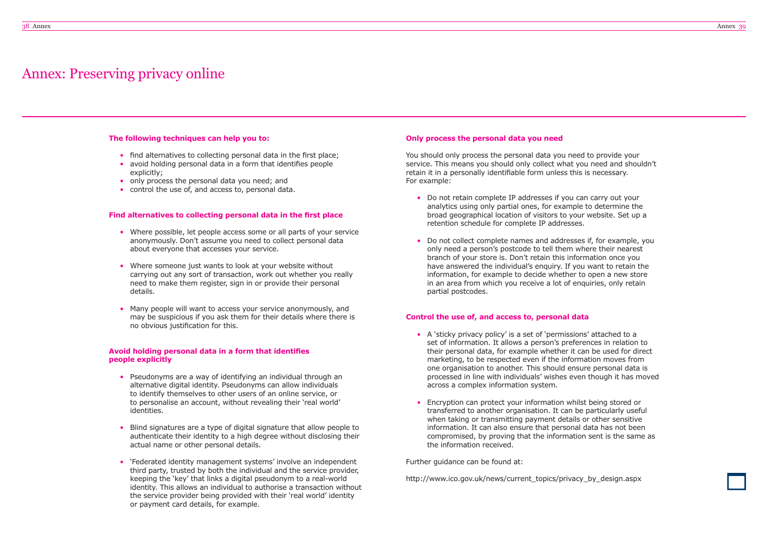# Annex: Preserving privacy online

**The following techniques can help you to:**

- find alternatives to collecting personal data in the first place;
- avoid holding personal data in a form that identifies people explicitly;
- only process the personal data you need; and
- control the use of, and access to, personal data.

### Find alternatives to collecting personal data in the first place

- Where possible, let people access some or all parts of your service anonymously. Don't assume you need to collect personal data about everyone that accesses your service.
- Where someone just wants to look at your website without carrying out any sort of transaction, work out whether you really need to make them register, sign in or provide their personal details.
- Many people will want to access your service anonymously, and may be suspicious if you ask them for their details where there is no obvious justification for this.

### Avoid holding personal data in a form that identifies people explicitly

- Pseudonyms are a way of identifying an individual through an alternative digital identity. Pseudonyms can allow individuals to identify themselves to other users of an online service, or to personalise an account, without revealing their 'real world' identities.
- Blind signatures are a type of digital signature that allow people to authenticate their identity to a high degree without disclosing their actual name or other personal details.
- 'Federated identity management systems' involve an independent third party, trusted by both the individual and the service provider, keeping the 'key' that links a digital pseudonym to a real-world identity. This allows an individual to authorise a transaction without the service provider being provided with their 'real world' identity or payment card details, for example.

### Only process the personal data you need

You should only process the personal data you need to provide your service. This means you should only collect what you need and shouldn't retain it in a personally identifiable form unless this is necessary. For example:

- Do not retain complete IP addresses if you can carry out your analytics using only partial ones, for example to determine the broad geographical location of visitors to your website. Set up a retention schedule for complete IP addresses.
- Do not collect complete names and addresses if, for example, you only need a person's postcode to tell them where their nearest branch of your store is. Don't retain this information once you have answered the individual's enquiry. If you want to retain the information, for example to decide whether to open a new store in an area from which you receive a lot of enquiries, only retain partial postcodes.

### Control the use of, and access to, personal data

- A 'sticky privacy policy' is a set of 'permissions' attached to a set of information. It allows a person's preferences in relation to their personal data, for example whether it can be used for direct marketing, to be respected even if the information moves from one organisation to another. This should ensure personal data is processed in line with individuals' wishes even though it has moved across a complex information system.
- Encryption can protect your information whilst being stored or transferred to another organisation. It can be particularly useful when taking or transmitting payment details or other sensitive information. It can also ensure that personal data has not been compromised, by proving that the information sent is the same as the information received.

Further guidance can be found at:

http://www.ico.gov.uk/news/current_topics/privacy_by_design.aspx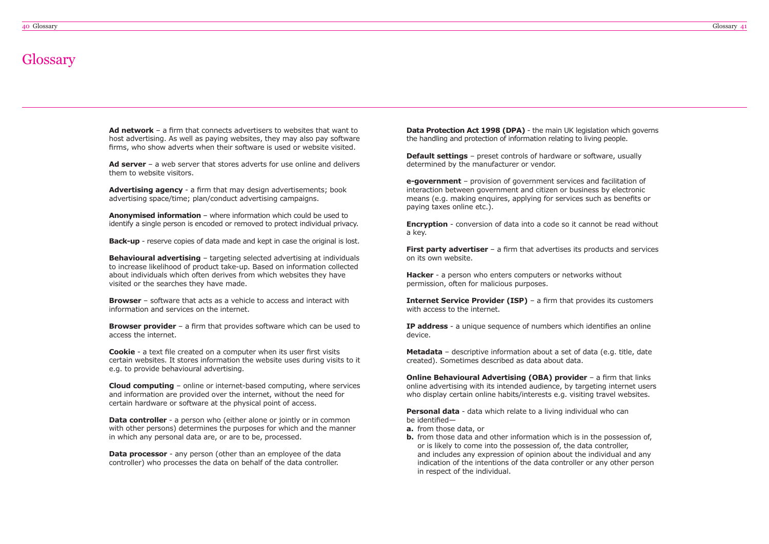# Glossary

**Ad network** – a firm that connects advertisers to websites that want to host advertising. As well as paying websites, they may also pay software firms, who show adverts when their software is used or website visited.

**Ad server** – a web server that stores adverts for use online and delivers them to website visitors.

**Advertising agency** - a firm that may design advertisements; book advertising space/time; plan/conduct advertising campaigns.

**Anonymised information** – where information which could be used to identify a single person is encoded or removed to protect individual privacy.

**Back-up** - reserve copies of data made and kept in case the original is lost.

**Behavioural advertising** – targeting selected advertising at individuals to increase likelihood of product take-up. Based on information collected about individuals which often derives from which websites they have visited or the searches they have made.

**Browser** – software that acts as a vehicle to access and interact with information and services on the internet.

**Browser provider** – a firm that provides software which can be used to access the internet.

**Cookie** - a text file created on a computer when its user first visits certain websites. It stores information the website uses during visits to it e.g. to provide behavioural advertising.

**Cloud computing** – online or internet-based computing, where services and information are provided over the internet, without the need for certain hardware or software at the physical point of access.

**Data controller** - a person who (either alone or jointly or in common with other persons) determines the purposes for which and the manner in which any personal data are, or are to be, processed.

**Data processor** - any person (other than an employee of the data controller) who processes the data on behalf of the data controller.

**Data Protection Act 1998 (DPA)** - the main UK legislation which governs the handling and protection of information relating to living people.

**Default settings** – preset controls of hardware or software, usually determined by the manufacturer or vendor.

**e-government** – provision of government services and facilitation of interaction between government and citizen or business by electronic means (e.g. making enquires, applying for services such as benefits or paying taxes online etc.).

**Encryption** - conversion of data into a code so it cannot be read without a key.

**First party advertiser** – a firm that advertises its products and services on its own website.

**Hacker** - a person who enters computers or networks without permission, often for malicious purposes.

**Internet Service Provider (ISP)** – a firm that provides its customers with access to the internet.

**IP address** - a unique sequence of numbers which identifies an online device.

**Metadata** – descriptive information about a set of data (e.g. title, date created). Sometimes described as data about data.

**Online Behavioural Advertising (OBA) provider** – a firm that links online advertising with its intended audience, by targeting internet users who display certain online habits/interests e.g. visiting travel websites.

**Personal data** - data which relate to a living individual who can be identified—

**a.** from those data, or

**b.** from those data and other information which is in the possession of, or is likely to come into the possession of, the data controller, and includes any expression of opinion about the individual and any indication of the intentions of the data controller or any other person in respect of the individual.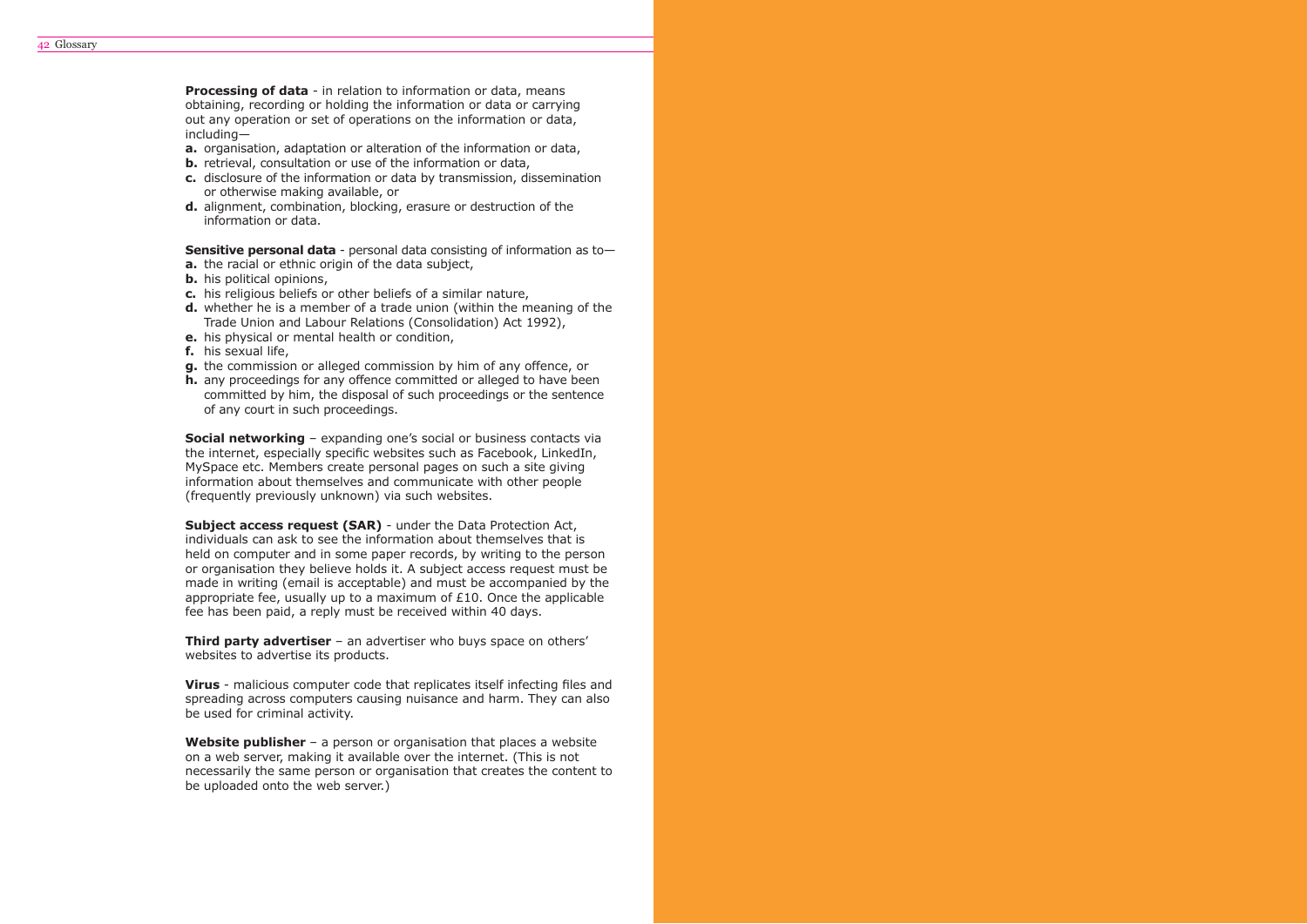**Processing of data** - in relation to information or data, means obtaining, recording or holding the information or data or carrying out any operation or set of operations on the information or data, including—

**a.** organisation, adaptation or alteration of the information or data,
**b.** retrieval, consultation or use of the information or data,
**c.** disclosure of the information or data by transmission, dissemination or otherwise making available, or
**d.** alignment, combination, blocking, erasure or destruction of the information or data.

**Sensitive personal data** - personal data consisting of information as to—

**a.** the racial or ethnic origin of the data subject,
**b.** his political opinions,
**c.** his religious beliefs or other beliefs of a similar nature,
**d.** whether he is a member of a trade union (within the meaning of the Trade Union and Labour Relations (Consolidation) Act 1992),
**e.** his physical or mental health or condition,
**f.** his sexual life,
**g.** the commission or alleged commission by him of any offence, or
**h.** any proceedings for any offence committed or alleged to have been committed by him, the disposal of such proceedings or the sentence of any court in such proceedings.

**Social networking** – expanding one's social or business contacts via the internet, especially specific websites such as Facebook, LinkedIn, MySpace etc. Members create personal pages on such a site giving information about themselves and communicate with other people (frequently previously unknown) via such websites.

**Subject access request (SAR)** - under the Data Protection Act, individuals can ask to see the information about themselves that is held on computer and in some paper records, by writing to the person or organisation they believe holds it. A subject access request must be made in writing (email is acceptable) and must be accompanied by the appropriate fee, usually up to a maximum of £10. Once the applicable fee has been paid, a reply must be received within 40 days.

**Third party advertiser** – an advertiser who buys space on others' websites to advertise its products.

**Virus** - malicious computer code that replicates itself infecting files and spreading across computers causing nuisance and harm. They can also be used for criminal activity.

**Website publisher** – a person or organisation that places a website on a web server, making it available over the internet. (This is not necessarily the same person or organisation that creates the content to be uploaded onto the web server.)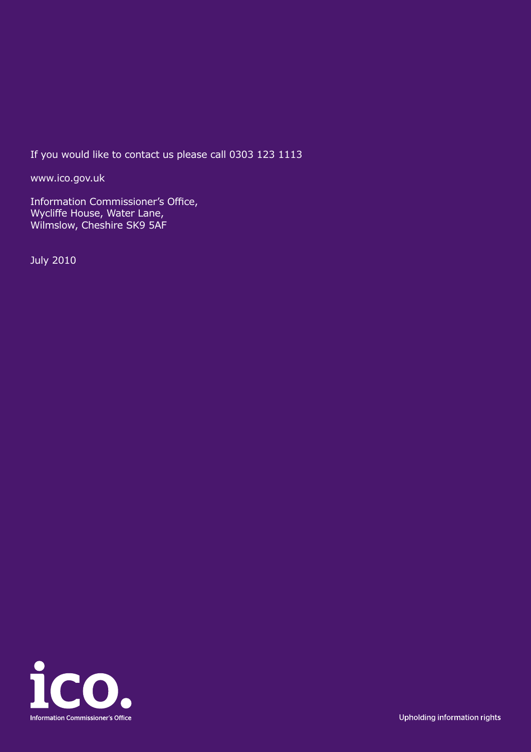If you would like to contact us please call 0303 123 1113

www.ico.gov.uk

Information Commissioner's Office,
Wycliffe House, Water Lane,
Wilmslow, Cheshire SK9 5AF

July 2010

ico.
Information Commissioner's Office

Upholding information rights